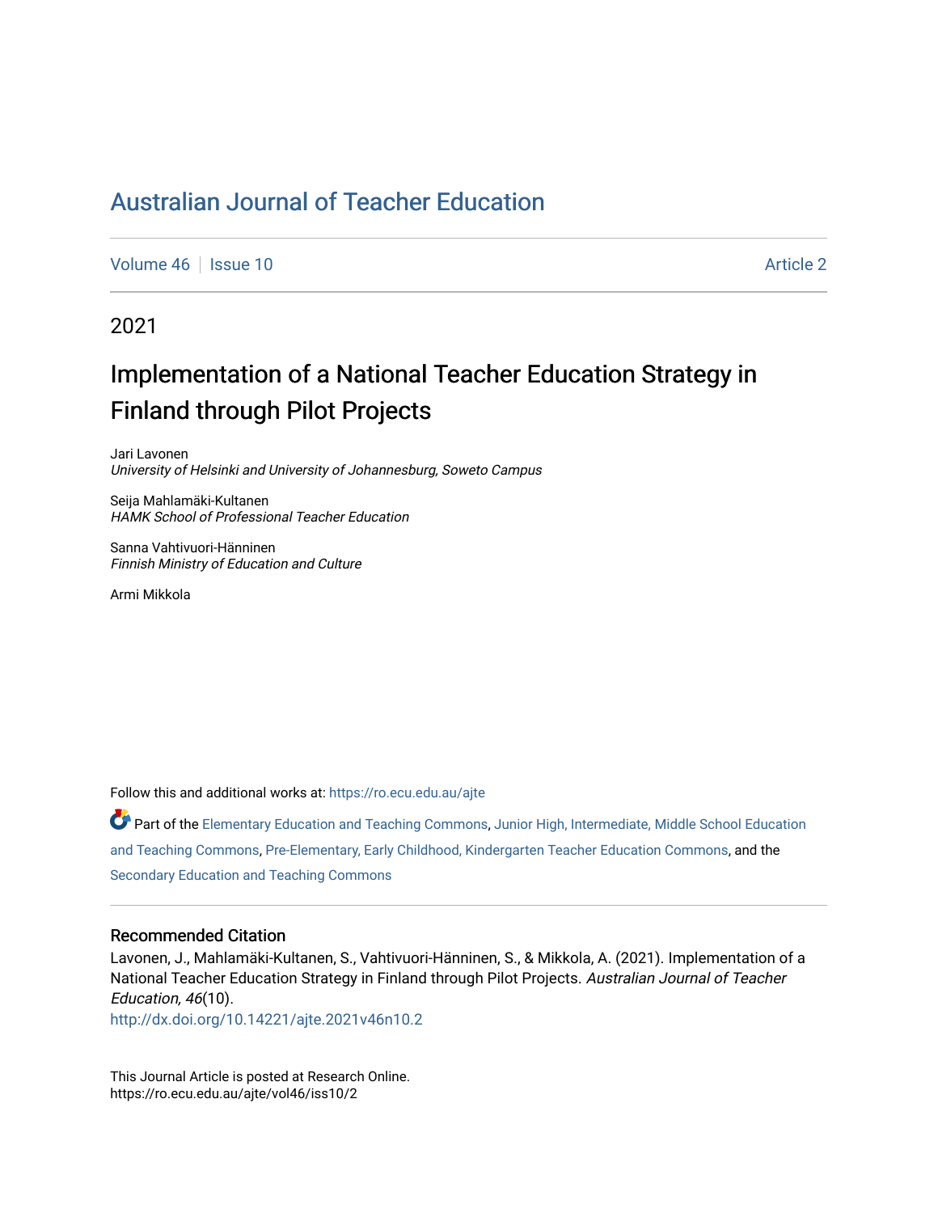# Australian Journal of Teacher Education

Volume 46 | Issue 10 Article 2

2021

## Implementation of a National Teacher Education Strategy in Finland through Pilot Projects

Jari Lavonen
*University of Helsinki and University of Johannesburg, Soweto Campus*

Seija Mahlamäki-Kultanen
*HAMK School of Professional Teacher Education*

Sanna Vahtivuori-Hänninen
*Finnish Ministry of Education and Culture*

Armi Mikkola

Follow this and additional works at: https://ro.ecu.edu.au/ajte

Part of the Elementary Education and Teaching Commons, Junior High, Intermediate, Middle School Education and Teaching Commons, Pre-Elementary, Early Childhood, Kindergarten Teacher Education Commons, and the Secondary Education and Teaching Commons

### Recommended Citation

Lavonen, J., Mahlamäki-Kultanen, S., Vahtivuori-Hänninen, S., & Mikkola, A. (2021). Implementation of a National Teacher Education Strategy in Finland through Pilot Projects. *Australian Journal of Teacher Education, 46*(10).
http://dx.doi.org/10.14221/ajte.2021v46n10.2

This Journal Article is posted at Research Online.
https://ro.ecu.edu.au/ajte/vol46/iss10/2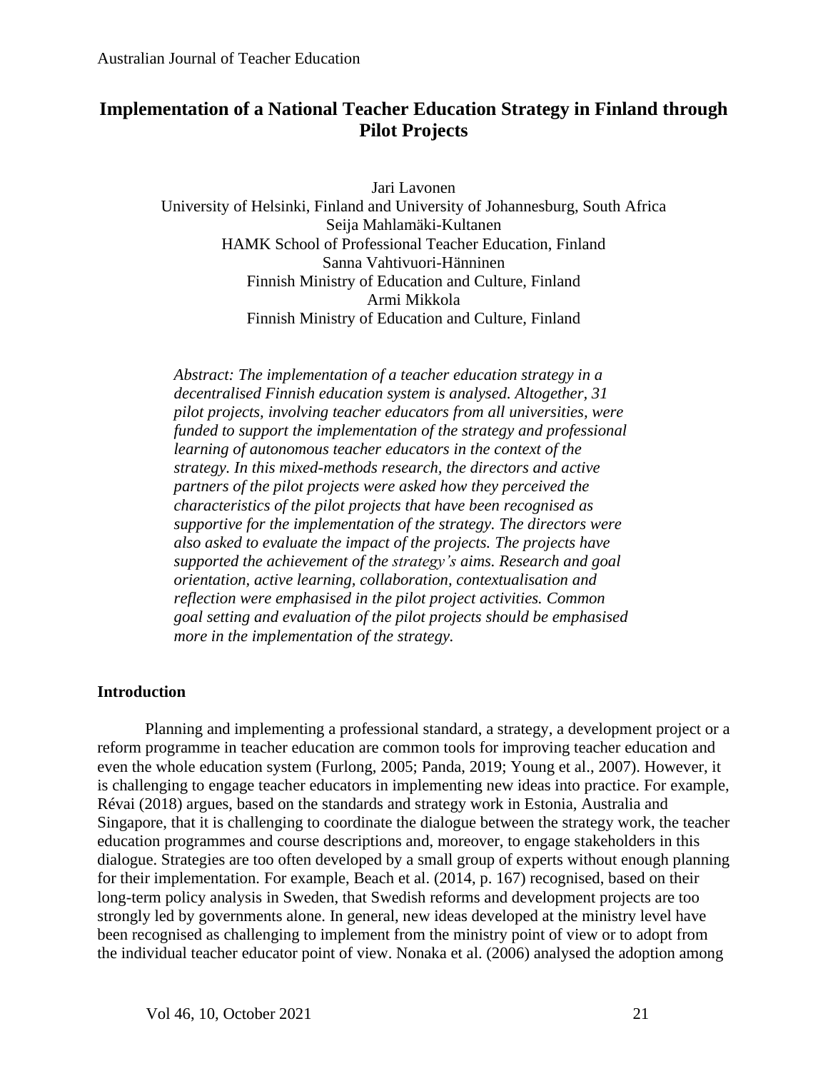# Implementation of a National Teacher Education Strategy in Finland through Pilot Projects

Jari Lavonen
University of Helsinki, Finland and University of Johannesburg, South Africa
Seija Mahlamäki-Kultanen
HAMK School of Professional Teacher Education, Finland
Sanna Vahtivuori-Hänninen
Finnish Ministry of Education and Culture, Finland
Armi Mikkola
Finnish Ministry of Education and Culture, Finland

*Abstract: The implementation of a teacher education strategy in a decentralised Finnish education system is analysed. Altogether, 31 pilot projects, involving teacher educators from all universities, were funded to support the implementation of the strategy and professional learning of autonomous teacher educators in the context of the strategy. In this mixed-methods research, the directors and active partners of the pilot projects were asked how they perceived the characteristics of the pilot projects that have been recognised as supportive for the implementation of the strategy. The directors were also asked to evaluate the impact of the projects. The projects have supported the achievement of the strategy's aims. Research and goal orientation, active learning, collaboration, contextualisation and reflection were emphasised in the pilot project activities. Common goal setting and evaluation of the pilot projects should be emphasised more in the implementation of the strategy.*

## Introduction

Planning and implementing a professional standard, a strategy, a development project or a reform programme in teacher education are common tools for improving teacher education and even the whole education system (Furlong, 2005; Panda, 2019; Young et al., 2007). However, it is challenging to engage teacher educators in implementing new ideas into practice. For example, Révai (2018) argues, based on the standards and strategy work in Estonia, Australia and Singapore, that it is challenging to coordinate the dialogue between the strategy work, the teacher education programmes and course descriptions and, moreover, to engage stakeholders in this dialogue. Strategies are too often developed by a small group of experts without enough planning for their implementation. For example, Beach et al. (2014, p. 167) recognised, based on their long-term policy analysis in Sweden, that Swedish reforms and development projects are too strongly led by governments alone. In general, new ideas developed at the ministry level have been recognised as challenging to implement from the ministry point of view or to adopt from the individual teacher educator point of view. Nonaka et al. (2006) analysed the adoption among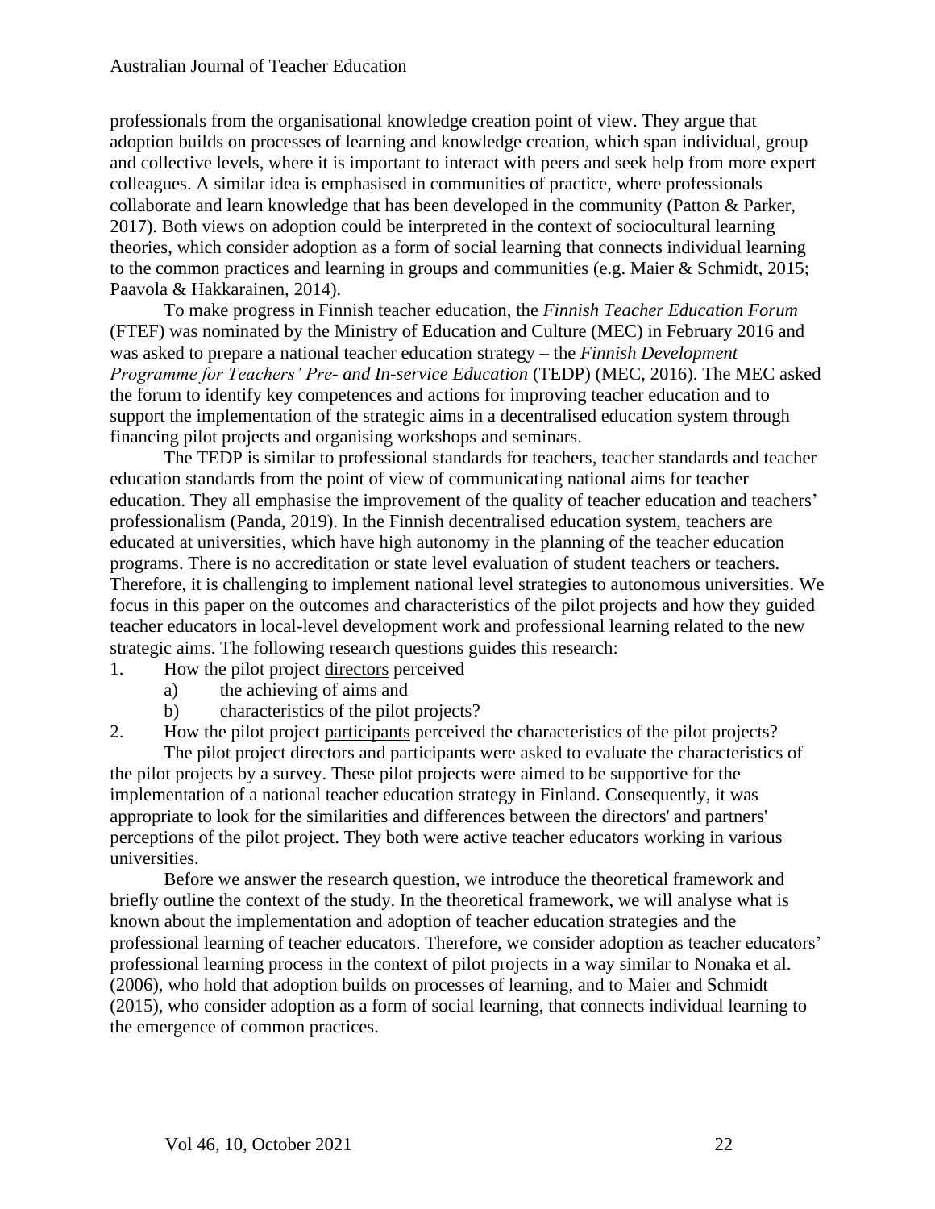professionals from the organisational knowledge creation point of view. They argue that adoption builds on processes of learning and knowledge creation, which span individual, group and collective levels, where it is important to interact with peers and seek help from more expert colleagues. A similar idea is emphasised in communities of practice, where professionals collaborate and learn knowledge that has been developed in the community (Patton & Parker, 2017). Both views on adoption could be interpreted in the context of sociocultural learning theories, which consider adoption as a form of social learning that connects individual learning to the common practices and learning in groups and communities (e.g. Maier & Schmidt, 2015; Paavola & Hakkarainen, 2014).

To make progress in Finnish teacher education, the *Finnish Teacher Education Forum* (FTEF) was nominated by the Ministry of Education and Culture (MEC) in February 2016 and was asked to prepare a national teacher education strategy – the *Finnish Development Programme for Teachers' Pre- and In-service Education* (TEDP) (MEC, 2016). The MEC asked the forum to identify key competences and actions for improving teacher education and to support the implementation of the strategic aims in a decentralised education system through financing pilot projects and organising workshops and seminars.

The TEDP is similar to professional standards for teachers, teacher standards and teacher education standards from the point of view of communicating national aims for teacher education. They all emphasise the improvement of the quality of teacher education and teachers' professionalism (Panda, 2019). In the Finnish decentralised education system, teachers are educated at universities, which have high autonomy in the planning of the teacher education programs. There is no accreditation or state level evaluation of student teachers or teachers. Therefore, it is challenging to implement national level strategies to autonomous universities. We focus in this paper on the outcomes and characteristics of the pilot projects and how they guided teacher educators in local-level development work and professional learning related to the new strategic aims. The following research questions guides this research:

1. How the pilot project directors perceived
   a) the achieving of aims and
   b) characteristics of the pilot projects?
2. How the pilot project participants perceived the characteristics of the pilot projects?

The pilot project directors and participants were asked to evaluate the characteristics of the pilot projects by a survey. These pilot projects were aimed to be supportive for the implementation of a national teacher education strategy in Finland. Consequently, it was appropriate to look for the similarities and differences between the directors' and partners' perceptions of the pilot project. They both were active teacher educators working in various universities.

Before we answer the research question, we introduce the theoretical framework and briefly outline the context of the study. In the theoretical framework, we will analyse what is known about the implementation and adoption of teacher education strategies and the professional learning of teacher educators. Therefore, we consider adoption as teacher educators' professional learning process in the context of pilot projects in a way similar to Nonaka et al. (2006), who hold that adoption builds on processes of learning, and to Maier and Schmidt (2015), who consider adoption as a form of social learning, that connects individual learning to the emergence of common practices.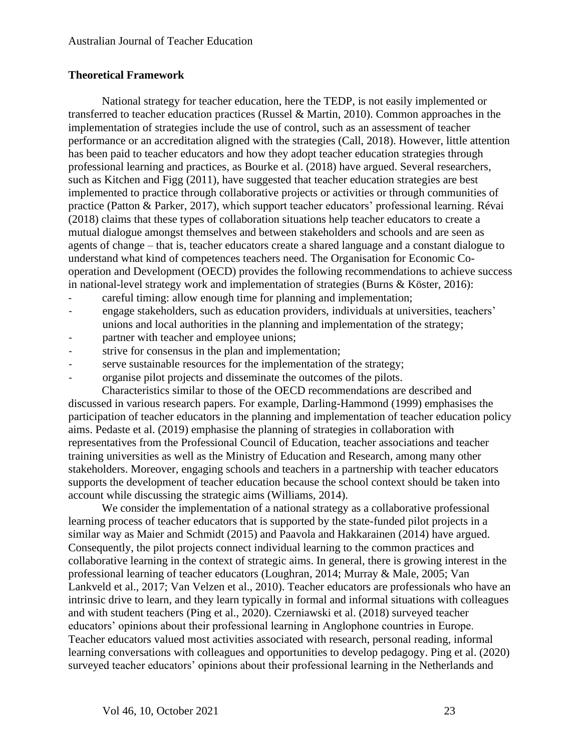## Theoretical Framework

National strategy for teacher education, here the TEDP, is not easily implemented or transferred to teacher education practices (Russel & Martin, 2010). Common approaches in the implementation of strategies include the use of control, such as an assessment of teacher performance or an accreditation aligned with the strategies (Call, 2018). However, little attention has been paid to teacher educators and how they adopt teacher education strategies through professional learning and practices, as Bourke et al. (2018) have argued. Several researchers, such as Kitchen and Figg (2011), have suggested that teacher education strategies are best implemented to practice through collaborative projects or activities or through communities of practice (Patton & Parker, 2017), which support teacher educators' professional learning. Révai (2018) claims that these types of collaboration situations help teacher educators to create a mutual dialogue amongst themselves and between stakeholders and schools and are seen as agents of change – that is, teacher educators create a shared language and a constant dialogue to understand what kind of competences teachers need. The Organisation for Economic Co-operation and Development (OECD) provides the following recommendations to achieve success in national-level strategy work and implementation of strategies (Burns & Köster, 2016):

- careful timing: allow enough time for planning and implementation;
- engage stakeholders, such as education providers, individuals at universities, teachers' unions and local authorities in the planning and implementation of the strategy;
- partner with teacher and employee unions;
- strive for consensus in the plan and implementation;
- serve sustainable resources for the implementation of the strategy;
- organise pilot projects and disseminate the outcomes of the pilots.

Characteristics similar to those of the OECD recommendations are described and discussed in various research papers. For example, Darling-Hammond (1999) emphasises the participation of teacher educators in the planning and implementation of teacher education policy aims. Pedaste et al. (2019) emphasise the planning of strategies in collaboration with representatives from the Professional Council of Education, teacher associations and teacher training universities as well as the Ministry of Education and Research, among many other stakeholders. Moreover, engaging schools and teachers in a partnership with teacher educators supports the development of teacher education because the school context should be taken into account while discussing the strategic aims (Williams, 2014).

We consider the implementation of a national strategy as a collaborative professional learning process of teacher educators that is supported by the state-funded pilot projects in a similar way as Maier and Schmidt (2015) and Paavola and Hakkarainen (2014) have argued. Consequently, the pilot projects connect individual learning to the common practices and collaborative learning in the context of strategic aims. In general, there is growing interest in the professional learning of teacher educators (Loughran, 2014; Murray & Male, 2005; Van Lankveld et al., 2017; Van Velzen et al., 2010). Teacher educators are professionals who have an intrinsic drive to learn, and they learn typically in formal and informal situations with colleagues and with student teachers (Ping et al., 2020). Czerniawski et al. (2018) surveyed teacher educators' opinions about their professional learning in Anglophone countries in Europe. Teacher educators valued most activities associated with research, personal reading, informal learning conversations with colleagues and opportunities to develop pedagogy. Ping et al. (2020) surveyed teacher educators' opinions about their professional learning in the Netherlands and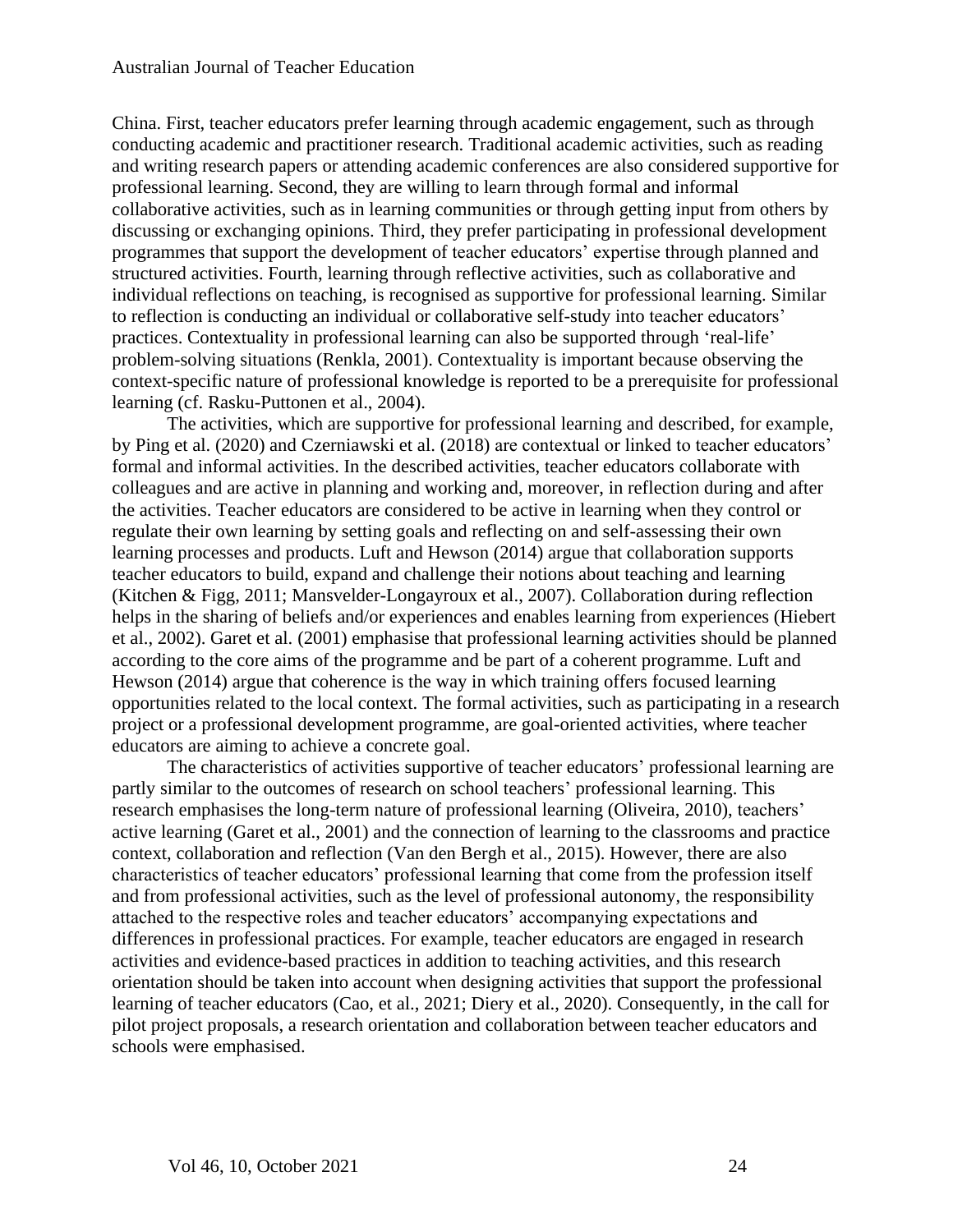China. First, teacher educators prefer learning through academic engagement, such as through conducting academic and practitioner research. Traditional academic activities, such as reading and writing research papers or attending academic conferences are also considered supportive for professional learning. Second, they are willing to learn through formal and informal collaborative activities, such as in learning communities or through getting input from others by discussing or exchanging opinions. Third, they prefer participating in professional development programmes that support the development of teacher educators' expertise through planned and structured activities. Fourth, learning through reflective activities, such as collaborative and individual reflections on teaching, is recognised as supportive for professional learning. Similar to reflection is conducting an individual or collaborative self-study into teacher educators' practices. Contextuality in professional learning can also be supported through 'real-life' problem-solving situations (Renkla, 2001). Contextuality is important because observing the context-specific nature of professional knowledge is reported to be a prerequisite for professional learning (cf. Rasku-Puttonen et al., 2004).

The activities, which are supportive for professional learning and described, for example, by Ping et al. (2020) and Czerniawski et al. (2018) are contextual or linked to teacher educators' formal and informal activities. In the described activities, teacher educators collaborate with colleagues and are active in planning and working and, moreover, in reflection during and after the activities. Teacher educators are considered to be active in learning when they control or regulate their own learning by setting goals and reflecting on and self-assessing their own learning processes and products. Luft and Hewson (2014) argue that collaboration supports teacher educators to build, expand and challenge their notions about teaching and learning (Kitchen & Figg, 2011; Mansvelder-Longayroux et al., 2007). Collaboration during reflection helps in the sharing of beliefs and/or experiences and enables learning from experiences (Hiebert et al., 2002). Garet et al. (2001) emphasise that professional learning activities should be planned according to the core aims of the programme and be part of a coherent programme. Luft and Hewson (2014) argue that coherence is the way in which training offers focused learning opportunities related to the local context. The formal activities, such as participating in a research project or a professional development programme, are goal-oriented activities, where teacher educators are aiming to achieve a concrete goal.

The characteristics of activities supportive of teacher educators' professional learning are partly similar to the outcomes of research on school teachers' professional learning. This research emphasises the long-term nature of professional learning (Oliveira, 2010), teachers' active learning (Garet et al., 2001) and the connection of learning to the classrooms and practice context, collaboration and reflection (Van den Bergh et al., 2015). However, there are also characteristics of teacher educators' professional learning that come from the profession itself and from professional activities, such as the level of professional autonomy, the responsibility attached to the respective roles and teacher educators' accompanying expectations and differences in professional practices. For example, teacher educators are engaged in research activities and evidence-based practices in addition to teaching activities, and this research orientation should be taken into account when designing activities that support the professional learning of teacher educators (Cao, et al., 2021; Diery et al., 2020). Consequently, in the call for pilot project proposals, a research orientation and collaboration between teacher educators and schools were emphasised.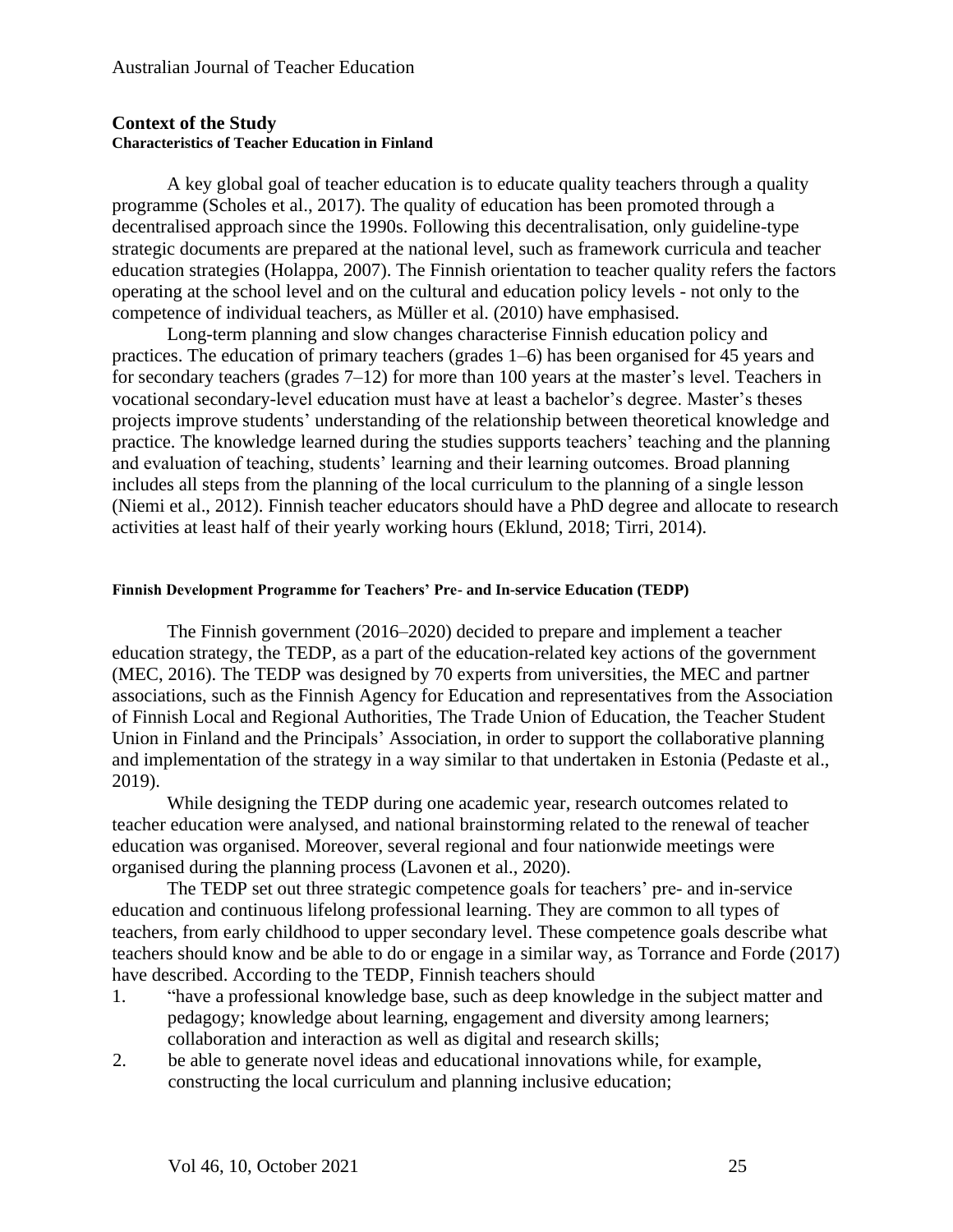## Context of the Study

### Characteristics of Teacher Education in Finland

A key global goal of teacher education is to educate quality teachers through a quality programme (Scholes et al., 2017). The quality of education has been promoted through a decentralised approach since the 1990s. Following this decentralisation, only guideline-type strategic documents are prepared at the national level, such as framework curricula and teacher education strategies (Holappa, 2007). The Finnish orientation to teacher quality refers the factors operating at the school level and on the cultural and education policy levels - not only to the competence of individual teachers, as Müller et al. (2010) have emphasised.

Long-term planning and slow changes characterise Finnish education policy and practices. The education of primary teachers (grades 1–6) has been organised for 45 years and for secondary teachers (grades 7–12) for more than 100 years at the master's level. Teachers in vocational secondary-level education must have at least a bachelor's degree. Master's theses projects improve students' understanding of the relationship between theoretical knowledge and practice. The knowledge learned during the studies supports teachers' teaching and the planning and evaluation of teaching, students' learning and their learning outcomes. Broad planning includes all steps from the planning of the local curriculum to the planning of a single lesson (Niemi et al., 2012). Finnish teacher educators should have a PhD degree and allocate to research activities at least half of their yearly working hours (Eklund, 2018; Tirri, 2014).

### Finnish Development Programme for Teachers' Pre- and In-service Education (TEDP)

The Finnish government (2016–2020) decided to prepare and implement a teacher education strategy, the TEDP, as a part of the education-related key actions of the government (MEC, 2016). The TEDP was designed by 70 experts from universities, the MEC and partner associations, such as the Finnish Agency for Education and representatives from the Association of Finnish Local and Regional Authorities, The Trade Union of Education, the Teacher Student Union in Finland and the Principals' Association, in order to support the collaborative planning and implementation of the strategy in a way similar to that undertaken in Estonia (Pedaste et al., 2019).

While designing the TEDP during one academic year, research outcomes related to teacher education were analysed, and national brainstorming related to the renewal of teacher education was organised. Moreover, several regional and four nationwide meetings were organised during the planning process (Lavonen et al., 2020).

The TEDP set out three strategic competence goals for teachers' pre- and in-service education and continuous lifelong professional learning. They are common to all types of teachers, from early childhood to upper secondary level. These competence goals describe what teachers should know and be able to do or engage in a similar way, as Torrance and Forde (2017) have described. According to the TEDP, Finnish teachers should

1. "have a professional knowledge base, such as deep knowledge in the subject matter and pedagogy; knowledge about learning, engagement and diversity among learners; collaboration and interaction as well as digital and research skills;
2. be able to generate novel ideas and educational innovations while, for example, constructing the local curriculum and planning inclusive education;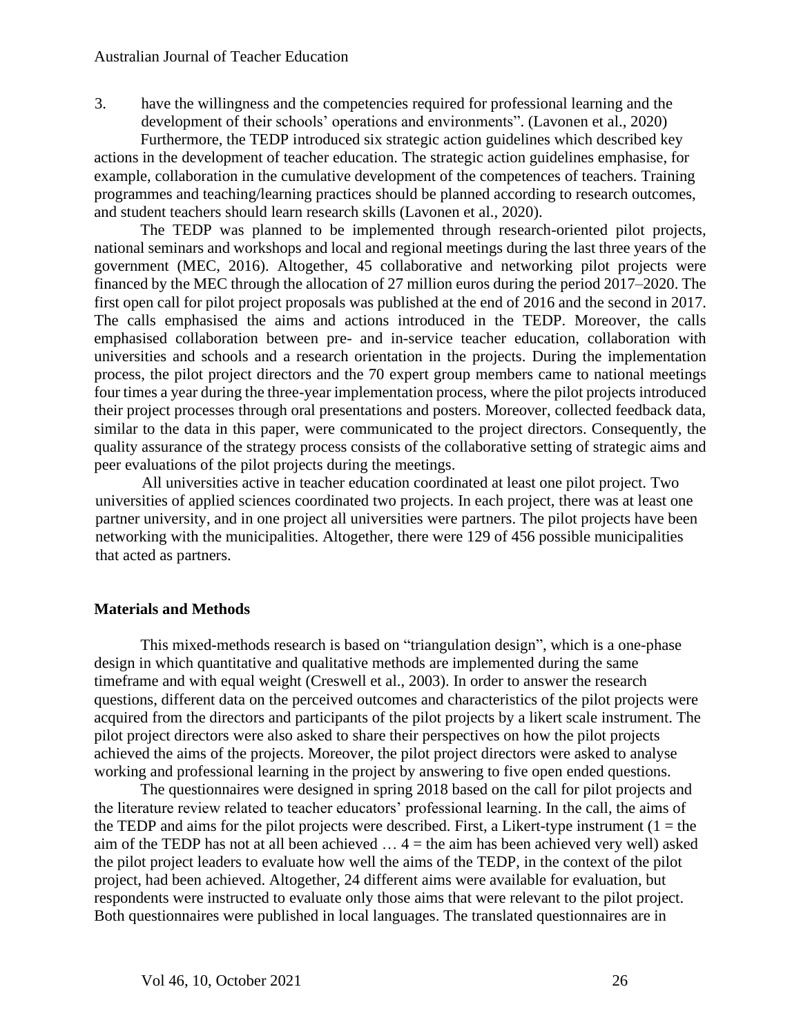3. have the willingness and the competencies required for professional learning and the development of their schools' operations and environments". (Lavonen et al., 2020)

Furthermore, the TEDP introduced six strategic action guidelines which described key actions in the development of teacher education. The strategic action guidelines emphasise, for example, collaboration in the cumulative development of the competences of teachers. Training programmes and teaching/learning practices should be planned according to research outcomes, and student teachers should learn research skills (Lavonen et al., 2020).

The TEDP was planned to be implemented through research-oriented pilot projects, national seminars and workshops and local and regional meetings during the last three years of the government (MEC, 2016). Altogether, 45 collaborative and networking pilot projects were financed by the MEC through the allocation of 27 million euros during the period 2017–2020. The first open call for pilot project proposals was published at the end of 2016 and the second in 2017. The calls emphasised the aims and actions introduced in the TEDP. Moreover, the calls emphasised collaboration between pre- and in-service teacher education, collaboration with universities and schools and a research orientation in the projects. During the implementation process, the pilot project directors and the 70 expert group members came to national meetings four times a year during the three-year implementation process, where the pilot projects introduced their project processes through oral presentations and posters. Moreover, collected feedback data, similar to the data in this paper, were communicated to the project directors. Consequently, the quality assurance of the strategy process consists of the collaborative setting of strategic aims and peer evaluations of the pilot projects during the meetings.

All universities active in teacher education coordinated at least one pilot project. Two universities of applied sciences coordinated two projects. In each project, there was at least one partner university, and in one project all universities were partners. The pilot projects have been networking with the municipalities. Altogether, there were 129 of 456 possible municipalities that acted as partners.

## Materials and Methods

This mixed-methods research is based on "triangulation design", which is a one-phase design in which quantitative and qualitative methods are implemented during the same timeframe and with equal weight (Creswell et al., 2003). In order to answer the research questions, different data on the perceived outcomes and characteristics of the pilot projects were acquired from the directors and participants of the pilot projects by a likert scale instrument. The pilot project directors were also asked to share their perspectives on how the pilot projects achieved the aims of the projects. Moreover, the pilot project directors were asked to analyse working and professional learning in the project by answering to five open ended questions.

The questionnaires were designed in spring 2018 based on the call for pilot projects and the literature review related to teacher educators' professional learning. In the call, the aims of the TEDP and aims for the pilot projects were described. First, a Likert-type instrument (1 = the aim of the TEDP has not at all been achieved … 4 = the aim has been achieved very well) asked the pilot project leaders to evaluate how well the aims of the TEDP, in the context of the pilot project, had been achieved. Altogether, 24 different aims were available for evaluation, but respondents were instructed to evaluate only those aims that were relevant to the pilot project. Both questionnaires were published in local languages. The translated questionnaires are in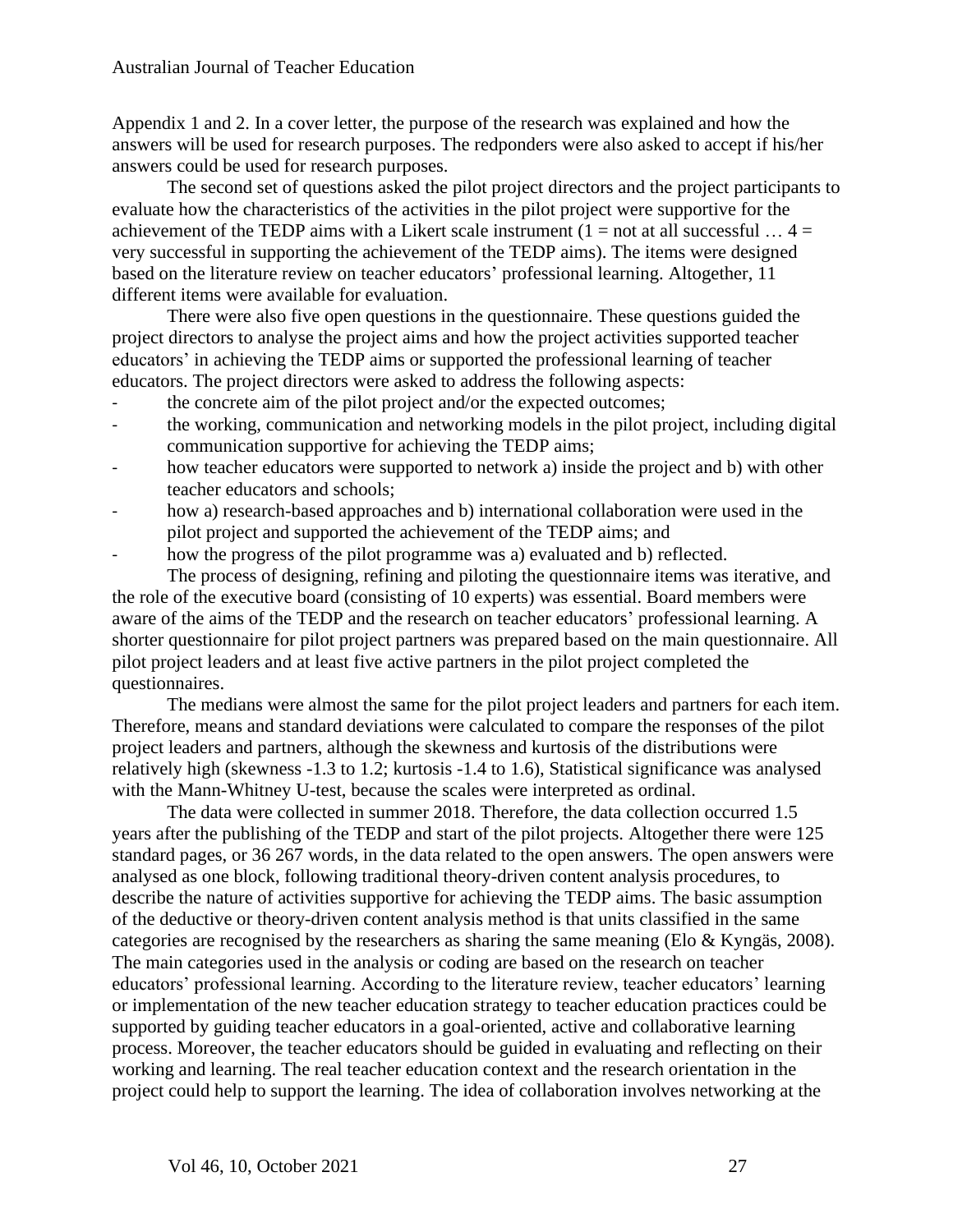Appendix 1 and 2. In a cover letter, the purpose of the research was explained and how the answers will be used for research purposes. The redponders were also asked to accept if his/her answers could be used for research purposes.

The second set of questions asked the pilot project directors and the project participants to evaluate how the characteristics of the activities in the pilot project were supportive for the achievement of the TEDP aims with a Likert scale instrument (1 = not at all successful … 4 = very successful in supporting the achievement of the TEDP aims). The items were designed based on the literature review on teacher educators' professional learning. Altogether, 11 different items were available for evaluation.

There were also five open questions in the questionnaire. These questions guided the project directors to analyse the project aims and how the project activities supported teacher educators' in achieving the TEDP aims or supported the professional learning of teacher educators. The project directors were asked to address the following aspects:

- the concrete aim of the pilot project and/or the expected outcomes;
- the working, communication and networking models in the pilot project, including digital communication supportive for achieving the TEDP aims;
- how teacher educators were supported to network a) inside the project and b) with other teacher educators and schools;
- how a) research-based approaches and b) international collaboration were used in the pilot project and supported the achievement of the TEDP aims; and
- how the progress of the pilot programme was a) evaluated and b) reflected.

The process of designing, refining and piloting the questionnaire items was iterative, and the role of the executive board (consisting of 10 experts) was essential. Board members were aware of the aims of the TEDP and the research on teacher educators' professional learning. A shorter questionnaire for pilot project partners was prepared based on the main questionnaire. All pilot project leaders and at least five active partners in the pilot project completed the questionnaires.

The medians were almost the same for the pilot project leaders and partners for each item. Therefore, means and standard deviations were calculated to compare the responses of the pilot project leaders and partners, although the skewness and kurtosis of the distributions were relatively high (skewness -1.3 to 1.2; kurtosis -1.4 to 1.6), Statistical significance was analysed with the Mann-Whitney U-test, because the scales were interpreted as ordinal.

The data were collected in summer 2018. Therefore, the data collection occurred 1.5 years after the publishing of the TEDP and start of the pilot projects. Altogether there were 125 standard pages, or 36 267 words, in the data related to the open answers. The open answers were analysed as one block, following traditional theory-driven content analysis procedures, to describe the nature of activities supportive for achieving the TEDP aims. The basic assumption of the deductive or theory-driven content analysis method is that units classified in the same categories are recognised by the researchers as sharing the same meaning (Elo & Kyngäs, 2008). The main categories used in the analysis or coding are based on the research on teacher educators' professional learning. According to the literature review, teacher educators' learning or implementation of the new teacher education strategy to teacher education practices could be supported by guiding teacher educators in a goal-oriented, active and collaborative learning process. Moreover, the teacher educators should be guided in evaluating and reflecting on their working and learning. The real teacher education context and the research orientation in the project could help to support the learning. The idea of collaboration involves networking at the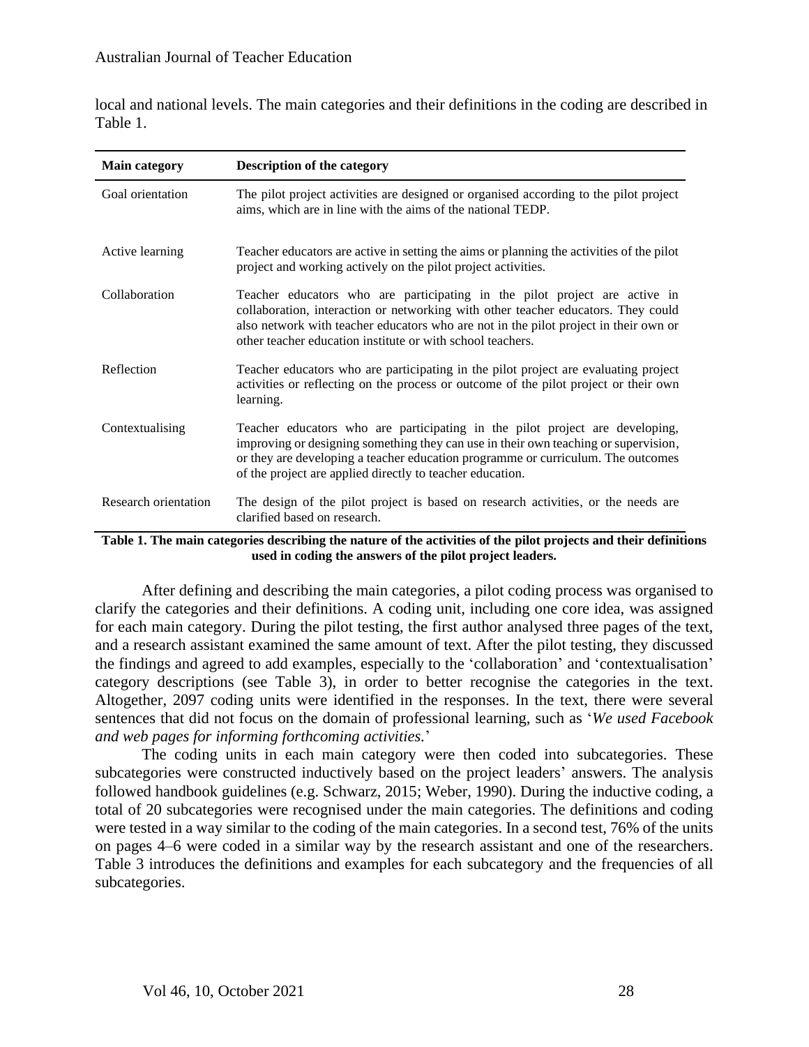local and national levels. The main categories and their definitions in the coding are described in Table 1.

| Main category | Description of the category |
|---|---|
| Goal orientation | The pilot project activities are designed or organised according to the pilot project aims, which are in line with the aims of the national TEDP. |
| Active learning | Teacher educators are active in setting the aims or planning the activities of the pilot project and working actively on the pilot project activities. |
| Collaboration | Teacher educators who are participating in the pilot project are active in collaboration, interaction or networking with other teacher educators. They could also network with teacher educators who are not in the pilot project in their own or other teacher education institute or with school teachers. |
| Reflection | Teacher educators who are participating in the pilot project are evaluating project activities or reflecting on the process or outcome of the pilot project or their own learning. |
| Contextualising | Teacher educators who are participating in the pilot project are developing, improving or designing something they can use in their own teaching or supervision, or they are developing a teacher education programme or curriculum. The outcomes of the project are applied directly to teacher education. |
| Research orientation | The design of the pilot project is based on research activities, or the needs are clarified based on research. |

**Table 1. The main categories describing the nature of the activities of the pilot projects and their definitions used in coding the answers of the pilot project leaders.**

After defining and describing the main categories, a pilot coding process was organised to clarify the categories and their definitions. A coding unit, including one core idea, was assigned for each main category. During the pilot testing, the first author analysed three pages of the text, and a research assistant examined the same amount of text. After the pilot testing, they discussed the findings and agreed to add examples, especially to the 'collaboration' and 'contextualisation' category descriptions (see Table 3), in order to better recognise the categories in the text. Altogether, 2097 coding units were identified in the responses. In the text, there were several sentences that did not focus on the domain of professional learning, such as '*We used Facebook and web pages for informing forthcoming activities.*'

The coding units in each main category were then coded into subcategories. These subcategories were constructed inductively based on the project leaders' answers. The analysis followed handbook guidelines (e.g. Schwarz, 2015; Weber, 1990). During the inductive coding, a total of 20 subcategories were recognised under the main categories. The definitions and coding were tested in a way similar to the coding of the main categories. In a second test, 76% of the units on pages 4–6 were coded in a similar way by the research assistant and one of the researchers. Table 3 introduces the definitions and examples for each subcategory and the frequencies of all subcategories.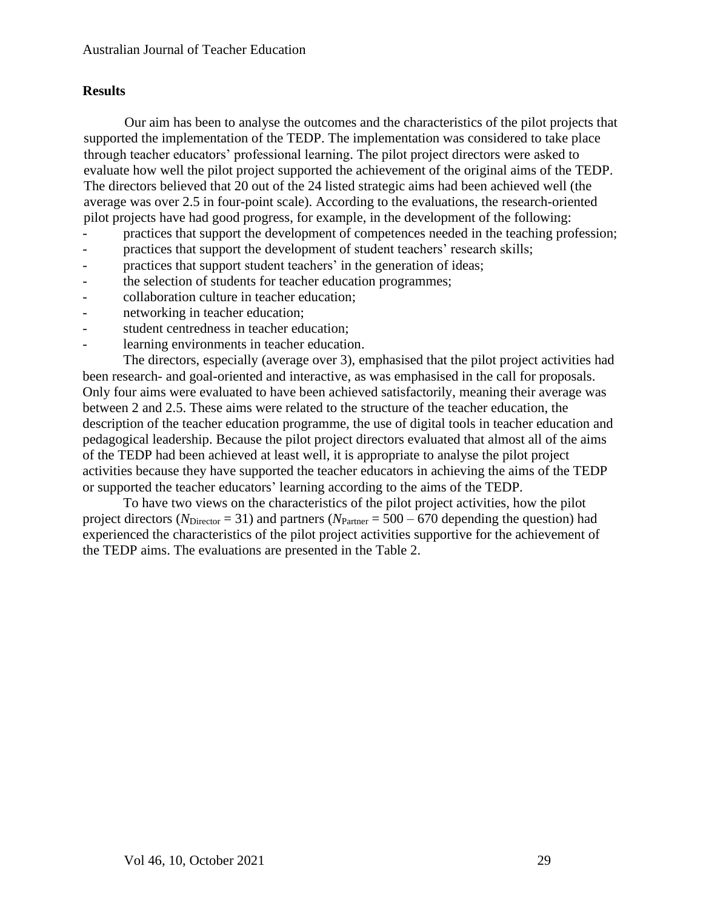## Results

Our aim has been to analyse the outcomes and the characteristics of the pilot projects that supported the implementation of the TEDP. The implementation was considered to take place through teacher educators' professional learning. The pilot project directors were asked to evaluate how well the pilot project supported the achievement of the original aims of the TEDP. The directors believed that 20 out of the 24 listed strategic aims had been achieved well (the average was over 2.5 in four-point scale). According to the evaluations, the research-oriented pilot projects have had good progress, for example, in the development of the following:

- practices that support the development of competences needed in the teaching profession;
- practices that support the development of student teachers' research skills;
- practices that support student teachers' in the generation of ideas;
- the selection of students for teacher education programmes;
- collaboration culture in teacher education;
- networking in teacher education;
- student centredness in teacher education;
- learning environments in teacher education.

The directors, especially (average over 3), emphasised that the pilot project activities had been research- and goal-oriented and interactive, as was emphasised in the call for proposals. Only four aims were evaluated to have been achieved satisfactorily, meaning their average was between 2 and 2.5. These aims were related to the structure of the teacher education, the description of the teacher education programme, the use of digital tools in teacher education and pedagogical leadership. Because the pilot project directors evaluated that almost all of the aims of the TEDP had been achieved at least well, it is appropriate to analyse the pilot project activities because they have supported the teacher educators in achieving the aims of the TEDP or supported the teacher educators' learning according to the aims of the TEDP.

To have two views on the characteristics of the pilot project activities, how the pilot project directors ($N_{\text{Director}} = 31$) and partners ($N_{\text{Partner}} = 500 – 670$ depending the question) had experienced the characteristics of the pilot project activities supportive for the achievement of the TEDP aims. The evaluations are presented in the Table 2.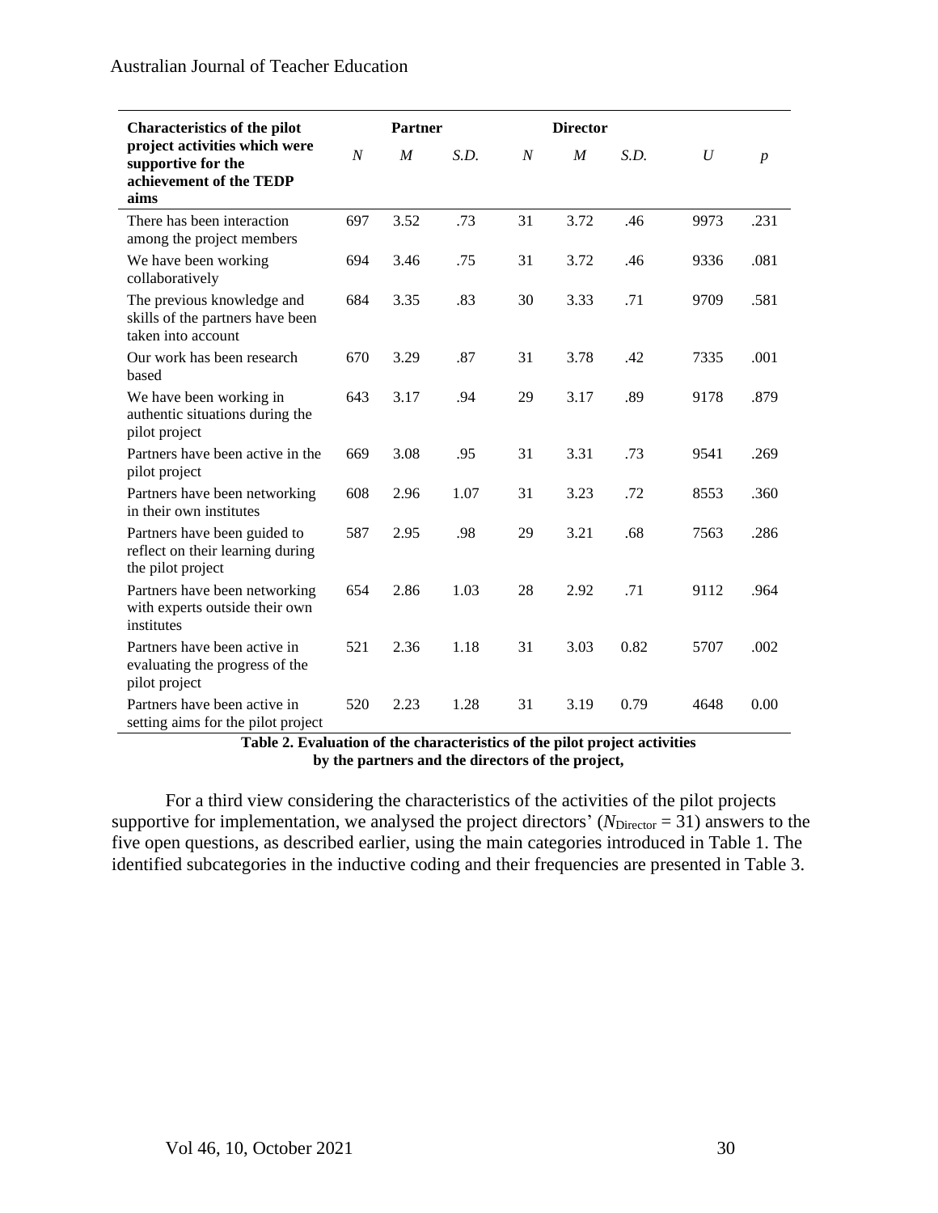| Characteristics of the pilot project activities which were supportive for the achievement of the TEDP aims | Partner | | | Director | | | | |
|---|---|---|---|---|---|---|---|---|
| | *N* | *M* | *S.D.* | *N* | *M* | *S.D.* | *U* | *p* |
| There has been interaction among the project members | 697 | 3.52 | .73 | 31 | 3.72 | .46 | 9973 | .231 |
| We have been working collaboratively | 694 | 3.46 | .75 | 31 | 3.72 | .46 | 9336 | .081 |
| The previous knowledge and skills of the partners have been taken into account | 684 | 3.35 | .83 | 30 | 3.33 | .71 | 9709 | .581 |
| Our work has been research based | 670 | 3.29 | .87 | 31 | 3.78 | .42 | 7335 | .001 |
| We have been working in authentic situations during the pilot project | 643 | 3.17 | .94 | 29 | 3.17 | .89 | 9178 | .879 |
| Partners have been active in the pilot project | 669 | 3.08 | .95 | 31 | 3.31 | .73 | 9541 | .269 |
| Partners have been networking in their own institutes | 608 | 2.96 | 1.07 | 31 | 3.23 | .72 | 8553 | .360 |
| Partners have been guided to reflect on their learning during the pilot project | 587 | 2.95 | .98 | 29 | 3.21 | .68 | 7563 | .286 |
| Partners have been networking with experts outside their own institutes | 654 | 2.86 | 1.03 | 28 | 2.92 | .71 | 9112 | .964 |
| Partners have been active in evaluating the progress of the pilot project | 521 | 2.36 | 1.18 | 31 | 3.03 | 0.82 | 5707 | .002 |
| Partners have been active in setting aims for the pilot project | 520 | 2.23 | 1.28 | 31 | 3.19 | 0.79 | 4648 | 0.00 |

**Table 2. Evaluation of the characteristics of the pilot project activities by the partners and the directors of the project,**

For a third view considering the characteristics of the activities of the pilot projects supportive for implementation, we analysed the project directors' ($N_{Director} = 31$) answers to the five open questions, as described earlier, using the main categories introduced in Table 1. The identified subcategories in the inductive coding and their frequencies are presented in Table 3.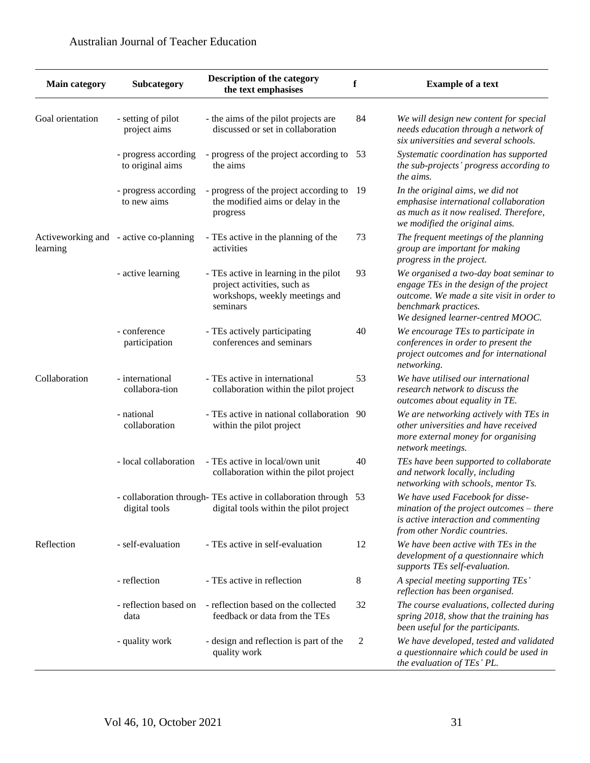| Main category | Subcategory | Description of the category the text emphasises | f | Example of a text |
|---|---|---|---|---|
| Goal orientation | - setting of pilot project aims | - the aims of the pilot projects are discussed or set in collaboration | 84 | *We will design new content for special needs education through a network of six universities and several schools.* |
| | - progress according to original aims | - progress of the project according to the aims | 53 | *Systematic coordination has supported the sub-projects' progress according to the aims.* |
| | - progress according to new aims | - progress of the project according to the modified aims or delay in the progress | 19 | *In the original aims, we did not emphasise international collaboration as much as it now realised. Therefore, we modified the original aims.* |
| Activeworking and learning | - active co-planning | - TEs active in the planning of the activities | 73 | *The frequent meetings of the planning group are important for making progress in the project.* |
| | - active learning | - TEs active in learning in the pilot project activities, such as workshops, weekly meetings and seminars | 93 | *We organised a two-day boat seminar to engage TEs in the design of the project outcome. We made a site visit in order to benchmark practices.* *We designed learner-centred MOOC.* |
| | - conference participation | - TEs actively participating conferences and seminars | 40 | *We encourage TEs to participate in conferences in order to present the project outcomes and for international networking.* |
| Collaboration | - international collabora-tion | - TEs active in international collaboration within the pilot project | 53 | *We have utilised our international research network to discuss the outcomes about equality in TE.* |
| | - national collaboration | - TEs active in national collaboration within the pilot project | 90 | *We are networking actively with TEs in other universities and have received more external money for organising network meetings.* |
| | - local collaboration | - TEs active in local/own unit collaboration within the pilot project | 40 | *TEs have been supported to collaborate and network locally, including networking with schools, mentor Ts.* |
| | - collaboration through digital tools | - TEs active in collaboration through digital tools within the pilot project | 53 | *We have used Facebook for disse-mination of the project outcomes – there is active interaction and commenting from other Nordic countries.* |
| Reflection | - self-evaluation | - TEs active in self-evaluation | 12 | *We have been active with TEs in the development of a questionnaire which supports TEs self-evaluation.* |
| | - reflection | - TEs active in reflection | 8 | *A special meeting supporting TEs' reflection has been organised.* |
| | - reflection based on data | - reflection based on the collected feedback or data from the TEs | 32 | *The course evaluations, collected during spring 2018, show that the training has been useful for the participants.* |
| | - quality work | - design and reflection is part of the quality work | 2 | *We have developed, tested and validated a questionnaire which could be used in the evaluation of TEs' PL.* |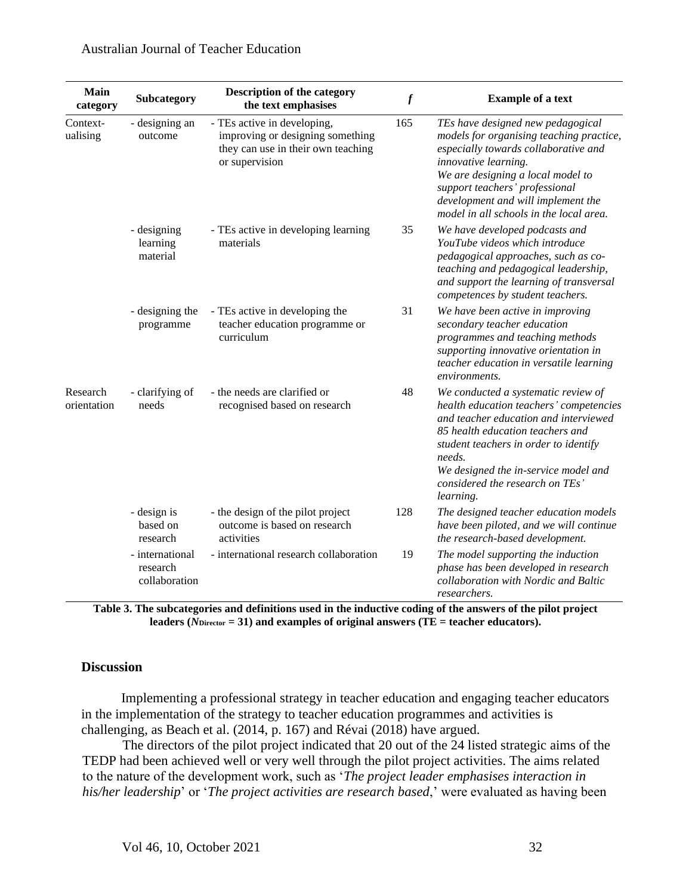| Main category | Subcategory | Description of the category the text emphasises | *f* | Example of a text |
|---|---|---|---|---|
| Context-ualising | - designing an outcome | - TEs active in developing, improving or designing something they can use in their own teaching or supervision | 165 | *TEs have designed new pedagogical models for organising teaching practice, especially towards collaborative and innovative learning.* *We are designing a local model to support teachers' professional development and will implement the model in all schools in the local area.* |
| | - designing learning material | - TEs active in developing learning materials | 35 | *We have developed podcasts and YouTube videos which introduce pedagogical approaches, such as co-teaching and pedagogical leadership, and support the learning of transversal competences by student teachers.* |
| | - designing the programme | - TEs active in developing the teacher education programme or curriculum | 31 | *We have been active in improving secondary teacher education programmes and teaching methods supporting innovative orientation in teacher education in versatile learning environments.* |
| Research orientation | - clarifying of needs | - the needs are clarified or recognised based on research | 48 | *We conducted a systematic review of health education teachers' competencies and teacher education and interviewed 85 health education teachers and student teachers in order to identify needs.* *We designed the in-service model and considered the research on TEs' learning.* |
| | - design is based on research | - the design of the pilot project outcome is based on research activities | 128 | *The designed teacher education models have been piloted, and we will continue the research-based development.* |
| | - international research collaboration | - international research collaboration | 19 | *The model supporting the induction phase has been developed in research collaboration with Nordic and Baltic researchers.* |

**Table 3. The subcategories and definitions used in the inductive coding of the answers of the pilot project leaders ($N_{Director}$ = 31) and examples of original answers (TE = teacher educators).**

## Discussion

Implementing a professional strategy in teacher education and engaging teacher educators in the implementation of the strategy to teacher education programmes and activities is challenging, as Beach et al. (2014, p. 167) and Révai (2018) have argued.

The directors of the pilot project indicated that 20 out of the 24 listed strategic aims of the TEDP had been achieved well or very well through the pilot project activities. The aims related to the nature of the development work, such as '*The project leader emphasises interaction in his/her leadership*' or '*The project activities are research based*,' were evaluated as having been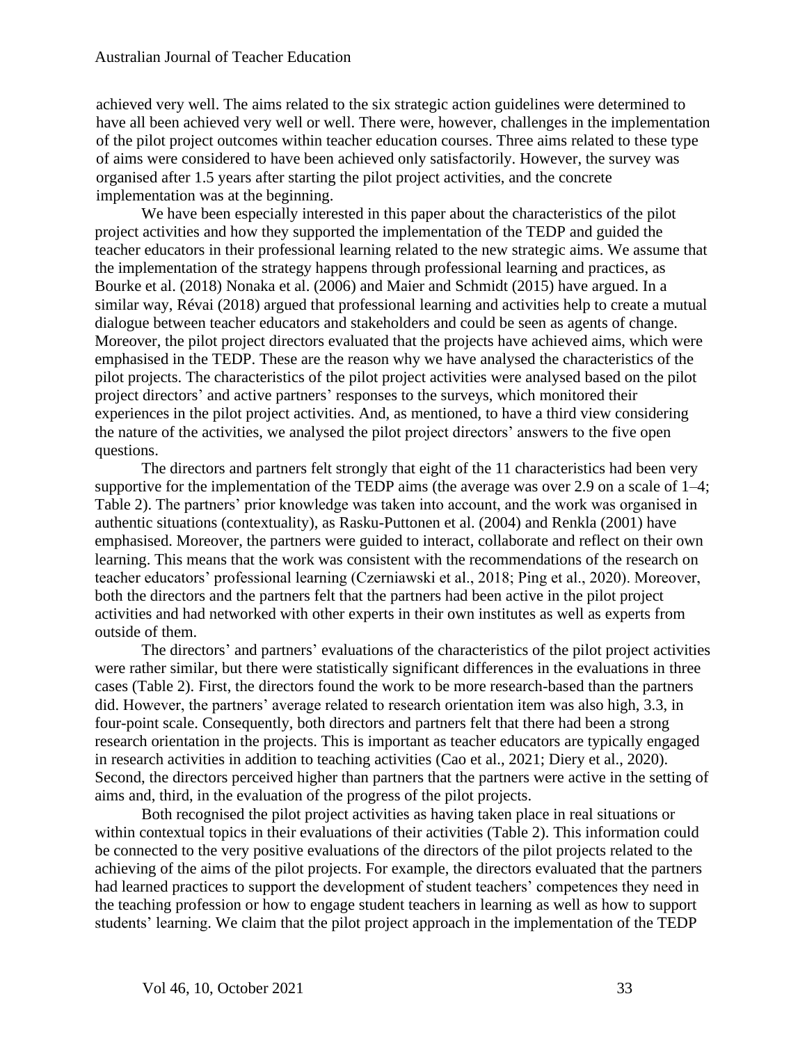achieved very well. The aims related to the six strategic action guidelines were determined to have all been achieved very well or well. There were, however, challenges in the implementation of the pilot project outcomes within teacher education courses. Three aims related to these type of aims were considered to have been achieved only satisfactorily. However, the survey was organised after 1.5 years after starting the pilot project activities, and the concrete implementation was at the beginning.

We have been especially interested in this paper about the characteristics of the pilot project activities and how they supported the implementation of the TEDP and guided the teacher educators in their professional learning related to the new strategic aims. We assume that the implementation of the strategy happens through professional learning and practices, as Bourke et al. (2018) Nonaka et al. (2006) and Maier and Schmidt (2015) have argued. In a similar way, Révai (2018) argued that professional learning and activities help to create a mutual dialogue between teacher educators and stakeholders and could be seen as agents of change. Moreover, the pilot project directors evaluated that the projects have achieved aims, which were emphasised in the TEDP. These are the reason why we have analysed the characteristics of the pilot projects. The characteristics of the pilot project activities were analysed based on the pilot project directors' and active partners' responses to the surveys, which monitored their experiences in the pilot project activities. And, as mentioned, to have a third view considering the nature of the activities, we analysed the pilot project directors' answers to the five open questions.

The directors and partners felt strongly that eight of the 11 characteristics had been very supportive for the implementation of the TEDP aims (the average was over 2.9 on a scale of 1–4; Table 2). The partners' prior knowledge was taken into account, and the work was organised in authentic situations (contextuality), as Rasku-Puttonen et al. (2004) and Renkla (2001) have emphasised. Moreover, the partners were guided to interact, collaborate and reflect on their own learning. This means that the work was consistent with the recommendations of the research on teacher educators' professional learning (Czerniawski et al., 2018; Ping et al., 2020). Moreover, both the directors and the partners felt that the partners had been active in the pilot project activities and had networked with other experts in their own institutes as well as experts from outside of them.

The directors' and partners' evaluations of the characteristics of the pilot project activities were rather similar, but there were statistically significant differences in the evaluations in three cases (Table 2). First, the directors found the work to be more research-based than the partners did. However, the partners' average related to research orientation item was also high, 3.3, in four-point scale. Consequently, both directors and partners felt that there had been a strong research orientation in the projects. This is important as teacher educators are typically engaged in research activities in addition to teaching activities (Cao et al., 2021; Diery et al., 2020). Second, the directors perceived higher than partners that the partners were active in the setting of aims and, third, in the evaluation of the progress of the pilot projects.

Both recognised the pilot project activities as having taken place in real situations or within contextual topics in their evaluations of their activities (Table 2). This information could be connected to the very positive evaluations of the directors of the pilot projects related to the achieving of the aims of the pilot projects. For example, the directors evaluated that the partners had learned practices to support the development of student teachers' competences they need in the teaching profession or how to engage student teachers in learning as well as how to support students' learning. We claim that the pilot project approach in the implementation of the TEDP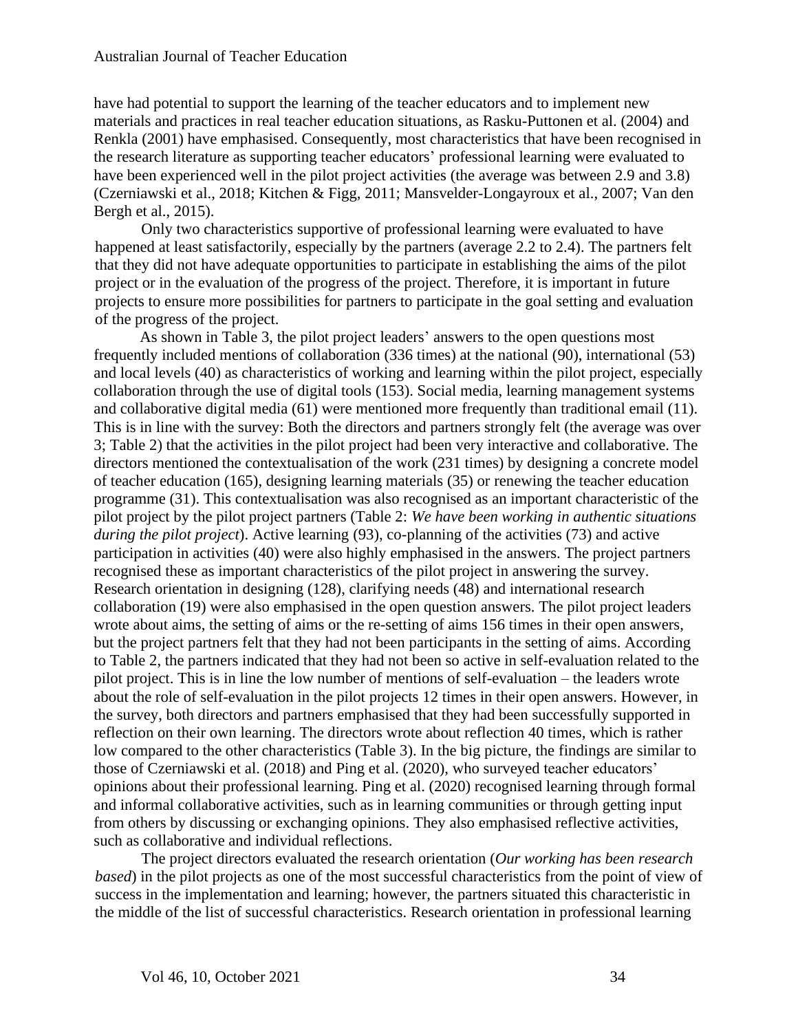have had potential to support the learning of the teacher educators and to implement new materials and practices in real teacher education situations, as Rasku-Puttonen et al. (2004) and Renkla (2001) have emphasised. Consequently, most characteristics that have been recognised in the research literature as supporting teacher educators' professional learning were evaluated to have been experienced well in the pilot project activities (the average was between 2.9 and 3.8) (Czerniawski et al., 2018; Kitchen & Figg, 2011; Mansvelder-Longayroux et al., 2007; Van den Bergh et al., 2015).

Only two characteristics supportive of professional learning were evaluated to have happened at least satisfactorily, especially by the partners (average 2.2 to 2.4). The partners felt that they did not have adequate opportunities to participate in establishing the aims of the pilot project or in the evaluation of the progress of the project. Therefore, it is important in future projects to ensure more possibilities for partners to participate in the goal setting and evaluation of the progress of the project.

As shown in Table 3, the pilot project leaders' answers to the open questions most frequently included mentions of collaboration (336 times) at the national (90), international (53) and local levels (40) as characteristics of working and learning within the pilot project, especially collaboration through the use of digital tools (153). Social media, learning management systems and collaborative digital media (61) were mentioned more frequently than traditional email (11). This is in line with the survey: Both the directors and partners strongly felt (the average was over 3; Table 2) that the activities in the pilot project had been very interactive and collaborative. The directors mentioned the contextualisation of the work (231 times) by designing a concrete model of teacher education (165), designing learning materials (35) or renewing the teacher education programme (31). This contextualisation was also recognised as an important characteristic of the pilot project by the pilot project partners (Table 2: *We have been working in authentic situations during the pilot project*). Active learning (93), co-planning of the activities (73) and active participation in activities (40) were also highly emphasised in the answers. The project partners recognised these as important characteristics of the pilot project in answering the survey. Research orientation in designing (128), clarifying needs (48) and international research collaboration (19) were also emphasised in the open question answers. The pilot project leaders wrote about aims, the setting of aims or the re-setting of aims 156 times in their open answers, but the project partners felt that they had not been participants in the setting of aims. According to Table 2, the partners indicated that they had not been so active in self-evaluation related to the pilot project. This is in line the low number of mentions of self-evaluation – the leaders wrote about the role of self-evaluation in the pilot projects 12 times in their open answers. However, in the survey, both directors and partners emphasised that they had been successfully supported in reflection on their own learning. The directors wrote about reflection 40 times, which is rather low compared to the other characteristics (Table 3). In the big picture, the findings are similar to those of Czerniawski et al. (2018) and Ping et al. (2020), who surveyed teacher educators' opinions about their professional learning. Ping et al. (2020) recognised learning through formal and informal collaborative activities, such as in learning communities or through getting input from others by discussing or exchanging opinions. They also emphasised reflective activities, such as collaborative and individual reflections.

The project directors evaluated the research orientation (*Our working has been research based*) in the pilot projects as one of the most successful characteristics from the point of view of success in the implementation and learning; however, the partners situated this characteristic in the middle of the list of successful characteristics. Research orientation in professional learning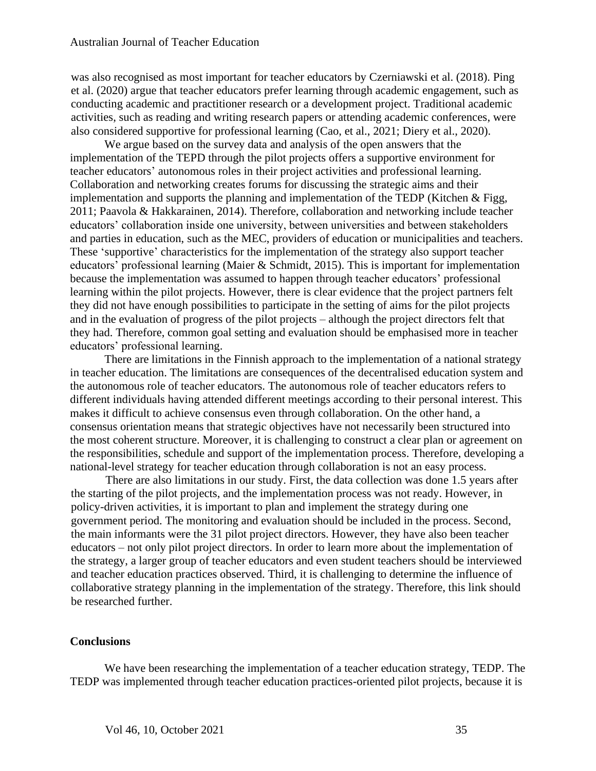was also recognised as most important for teacher educators by Czerniawski et al. (2018). Ping et al. (2020) argue that teacher educators prefer learning through academic engagement, such as conducting academic and practitioner research or a development project. Traditional academic activities, such as reading and writing research papers or attending academic conferences, were also considered supportive for professional learning (Cao, et al., 2021; Diery et al., 2020).

We argue based on the survey data and analysis of the open answers that the implementation of the TEPD through the pilot projects offers a supportive environment for teacher educators' autonomous roles in their project activities and professional learning. Collaboration and networking creates forums for discussing the strategic aims and their implementation and supports the planning and implementation of the TEDP (Kitchen & Figg, 2011; Paavola & Hakkarainen, 2014). Therefore, collaboration and networking include teacher educators' collaboration inside one university, between universities and between stakeholders and parties in education, such as the MEC, providers of education or municipalities and teachers. These 'supportive' characteristics for the implementation of the strategy also support teacher educators' professional learning (Maier & Schmidt, 2015). This is important for implementation because the implementation was assumed to happen through teacher educators' professional learning within the pilot projects. However, there is clear evidence that the project partners felt they did not have enough possibilities to participate in the setting of aims for the pilot projects and in the evaluation of progress of the pilot projects – although the project directors felt that they had. Therefore, common goal setting and evaluation should be emphasised more in teacher educators' professional learning.

There are limitations in the Finnish approach to the implementation of a national strategy in teacher education. The limitations are consequences of the decentralised education system and the autonomous role of teacher educators. The autonomous role of teacher educators refers to different individuals having attended different meetings according to their personal interest. This makes it difficult to achieve consensus even through collaboration. On the other hand, a consensus orientation means that strategic objectives have not necessarily been structured into the most coherent structure. Moreover, it is challenging to construct a clear plan or agreement on the responsibilities, schedule and support of the implementation process. Therefore, developing a national-level strategy for teacher education through collaboration is not an easy process.

There are also limitations in our study. First, the data collection was done 1.5 years after the starting of the pilot projects, and the implementation process was not ready. However, in policy-driven activities, it is important to plan and implement the strategy during one government period. The monitoring and evaluation should be included in the process. Second, the main informants were the 31 pilot project directors. However, they have also been teacher educators – not only pilot project directors. In order to learn more about the implementation of the strategy, a larger group of teacher educators and even student teachers should be interviewed and teacher education practices observed. Third, it is challenging to determine the influence of collaborative strategy planning in the implementation of the strategy. Therefore, this link should be researched further.

## Conclusions

We have been researching the implementation of a teacher education strategy, TEDP. The TEDP was implemented through teacher education practices-oriented pilot projects, because it is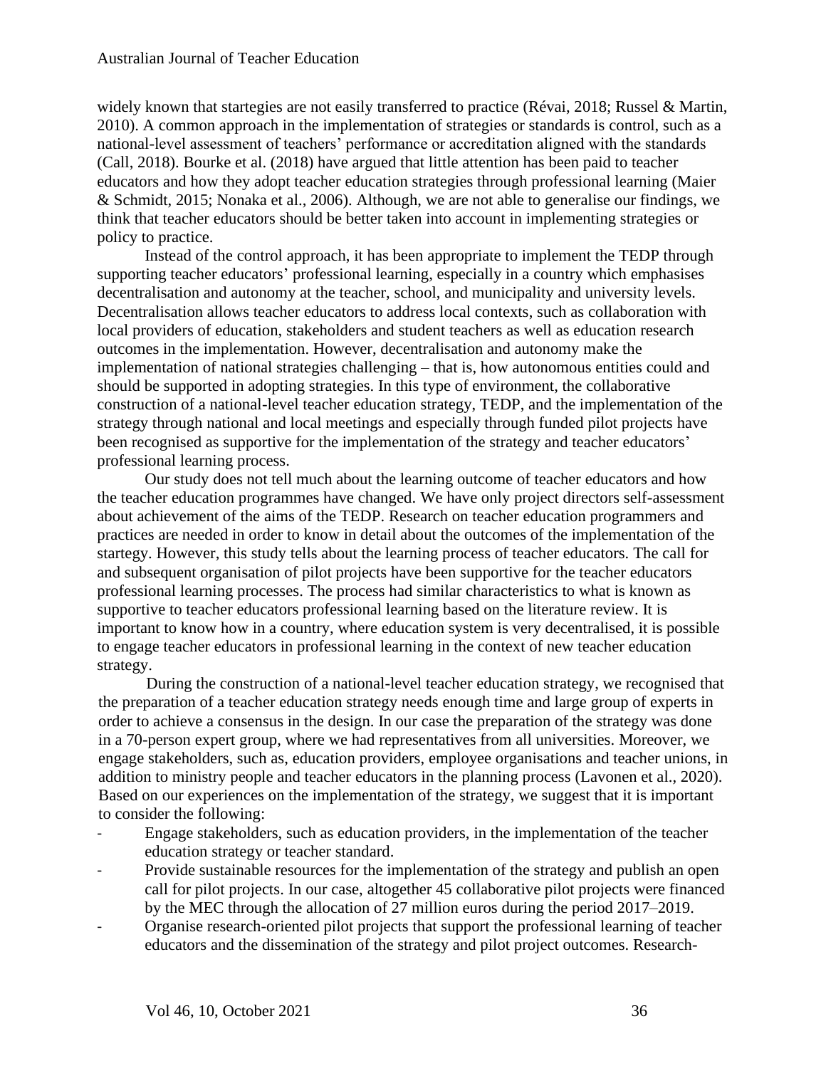widely known that startegies are not easily transferred to practice (Révai, 2018; Russel & Martin, 2010). A common approach in the implementation of strategies or standards is control, such as a national-level assessment of teachers' performance or accreditation aligned with the standards (Call, 2018). Bourke et al. (2018) have argued that little attention has been paid to teacher educators and how they adopt teacher education strategies through professional learning (Maier & Schmidt, 2015; Nonaka et al., 2006). Although, we are not able to generalise our findings, we think that teacher educators should be better taken into account in implementing strategies or policy to practice.

Instead of the control approach, it has been appropriate to implement the TEDP through supporting teacher educators' professional learning, especially in a country which emphasises decentralisation and autonomy at the teacher, school, and municipality and university levels. Decentralisation allows teacher educators to address local contexts, such as collaboration with local providers of education, stakeholders and student teachers as well as education research outcomes in the implementation. However, decentralisation and autonomy make the implementation of national strategies challenging – that is, how autonomous entities could and should be supported in adopting strategies. In this type of environment, the collaborative construction of a national-level teacher education strategy, TEDP, and the implementation of the strategy through national and local meetings and especially through funded pilot projects have been recognised as supportive for the implementation of the strategy and teacher educators' professional learning process.

Our study does not tell much about the learning outcome of teacher educators and how the teacher education programmes have changed. We have only project directors self-assessment about achievement of the aims of the TEDP. Research on teacher education programmers and practices are needed in order to know in detail about the outcomes of the implementation of the startegy. However, this study tells about the learning process of teacher educators. The call for and subsequent organisation of pilot projects have been supportive for the teacher educators professional learning processes. The process had similar characteristics to what is known as supportive to teacher educators professional learning based on the literature review. It is important to know how in a country, where education system is very decentralised, it is possible to engage teacher educators in professional learning in the context of new teacher education strategy.

During the construction of a national-level teacher education strategy, we recognised that the preparation of a teacher education strategy needs enough time and large group of experts in order to achieve a consensus in the design. In our case the preparation of the strategy was done in a 70-person expert group, where we had representatives from all universities. Moreover, we engage stakeholders, such as, education providers, employee organisations and teacher unions, in addition to ministry people and teacher educators in the planning process (Lavonen et al., 2020). Based on our experiences on the implementation of the strategy, we suggest that it is important to consider the following:

- Engage stakeholders, such as education providers, in the implementation of the teacher education strategy or teacher standard.
- Provide sustainable resources for the implementation of the strategy and publish an open call for pilot projects. In our case, altogether 45 collaborative pilot projects were financed by the MEC through the allocation of 27 million euros during the period 2017–2019.
- Organise research-oriented pilot projects that support the professional learning of teacher educators and the dissemination of the strategy and pilot project outcomes. Research-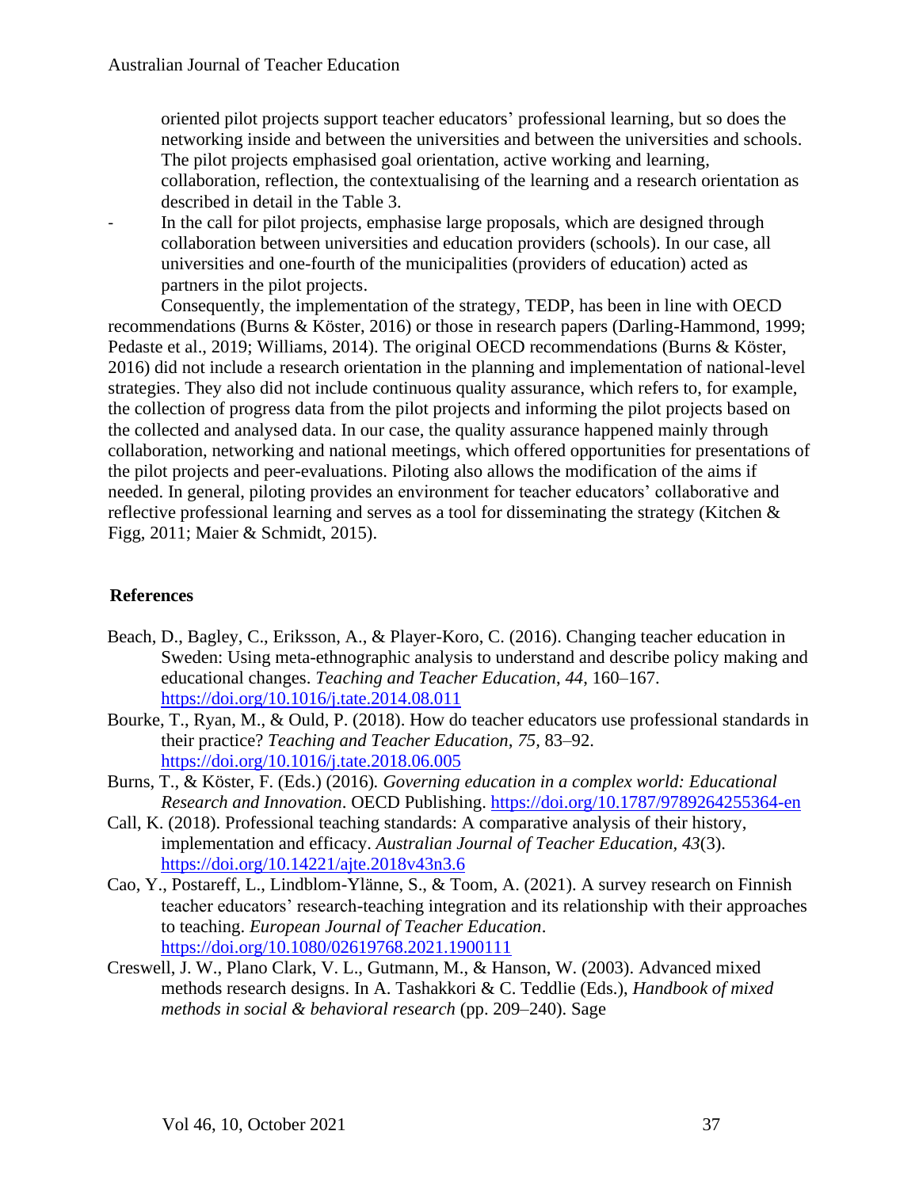oriented pilot projects support teacher educators' professional learning, but so does the networking inside and between the universities and between the universities and schools. The pilot projects emphasised goal orientation, active working and learning, collaboration, reflection, the contextualising of the learning and a research orientation as described in detail in the Table 3.

- In the call for pilot projects, emphasise large proposals, which are designed through collaboration between universities and education providers (schools). In our case, all universities and one-fourth of the municipalities (providers of education) acted as partners in the pilot projects.

Consequently, the implementation of the strategy, TEDP, has been in line with OECD recommendations (Burns & Köster, 2016) or those in research papers (Darling-Hammond, 1999; Pedaste et al., 2019; Williams, 2014). The original OECD recommendations (Burns & Köster, 2016) did not include a research orientation in the planning and implementation of national-level strategies. They also did not include continuous quality assurance, which refers to, for example, the collection of progress data from the pilot projects and informing the pilot projects based on the collected and analysed data. In our case, the quality assurance happened mainly through collaboration, networking and national meetings, which offered opportunities for presentations of the pilot projects and peer-evaluations. Piloting also allows the modification of the aims if needed. In general, piloting provides an environment for teacher educators' collaborative and reflective professional learning and serves as a tool for disseminating the strategy (Kitchen & Figg, 2011; Maier & Schmidt, 2015).

## References

Beach, D., Bagley, C., Eriksson, A., & Player-Koro, C. (2016). Changing teacher education in Sweden: Using meta-ethnographic analysis to understand and describe policy making and educational changes. *Teaching and Teacher Education*, *44*, 160–167. https://doi.org/10.1016/j.tate.2014.08.011

Bourke, T., Ryan, M., & Ould, P. (2018). How do teacher educators use professional standards in their practice? *Teaching and Teacher Education, 75,* 83–92. https://doi.org/10.1016/j.tate.2018.06.005

Burns, T., & Köster, F. (Eds.) (2016). *Governing education in a complex world: Educational Research and Innovation*. OECD Publishing. https://doi.org/10.1787/9789264255364-en

Call, K. (2018). Professional teaching standards: A comparative analysis of their history, implementation and efficacy. *Australian Journal of Teacher Education, 43*(3). https://doi.org/10.14221/ajte.2018v43n3.6

Cao, Y., Postareff, L., Lindblom-Ylänne, S., & Toom, A. (2021). A survey research on Finnish teacher educators' research-teaching integration and its relationship with their approaches to teaching. *European Journal of Teacher Education*. https://doi.org/10.1080/02619768.2021.1900111

Creswell, J. W., Plano Clark, V. L., Gutmann, M., & Hanson, W. (2003). Advanced mixed methods research designs. In A. Tashakkori & C. Teddlie (Eds.), *Handbook of mixed methods in social & behavioral research* (pp. 209–240). Sage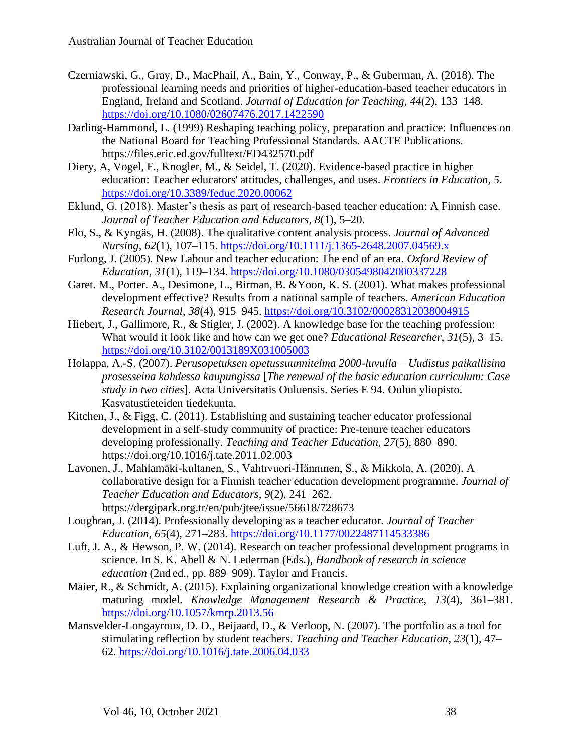Czerniawski, G., Gray, D., MacPhail, A., Bain, Y., Conway, P., & Guberman, A. (2018). The professional learning needs and priorities of higher-education-based teacher educators in England, Ireland and Scotland. *Journal of Education for Teaching*, *44*(2), 133–148. https://doi.org/10.1080/02607476.2017.1422590

Darling-Hammond, L. (1999) Reshaping teaching policy, preparation and practice: Influences on the National Board for Teaching Professional Standards. AACTE Publications. https://files.eric.ed.gov/fulltext/ED432570.pdf

Diery, A, Vogel, F., Knogler, M., & Seidel, T. (2020). Evidence-based practice in higher education: Teacher educators' attitudes, challenges, and uses. *Frontiers in Education, 5*. https://doi.org/10.3389/feduc.2020.00062

Eklund, G. (2018). Master's thesis as part of research-based teacher education: A Finnish case. *Journal of Teacher Education and Educators*, *8*(1), 5–20.

Elo, S., & Kyngäs, H. (2008). The qualitative content analysis process. *Journal of Advanced Nursing*, *62*(1), 107–115. https://doi.org/10.1111/j.1365-2648.2007.04569.x

Furlong, J. (2005). New Labour and teacher education: The end of an era. *Oxford Review of Education*, *31*(1), 119–134. https://doi.org/10.1080/0305498042000337228

Garet. M., Porter. A., Desimone, L., Birman, B. &Yoon, K. S. (2001). What makes professional development effective? Results from a national sample of teachers. *American Education Research Journal*, *38*(4), 915–945. https://doi.org/10.3102/00028312038004915

Hiebert, J., Gallimore, R., & Stigler, J. (2002). A knowledge base for the teaching profession: What would it look like and how can we get one? *Educational Researcher*, *31*(5), 3–15. https://doi.org/10.3102/0013189X031005003

Holappa, A.-S. (2007). *Perusopetuksen opetussuunnitelma 2000-luvulla – Uudistus paikallisina prosesseina kahdessa kaupungissa* [*The renewal of the basic education curriculum: Case study in two cities*]. Acta Universitatis Ouluensis. Series E 94. Oulun yliopisto. Kasvatustieteiden tiedekunta.

Kitchen, J., & Figg, C. (2011). Establishing and sustaining teacher educator professional development in a self-study community of practice: Pre-tenure teacher educators developing professionally. *Teaching and Teacher Education*, *27*(5), 880–890. https://doi.org/10.1016/j.tate.2011.02.003

Lavonen, J., Mahlamäki-kultanen, S., Vahtıvuori-Hännınen, S., & Mikkola, A. (2020). A collaborative design for a Finnish teacher education development programme. *Journal of Teacher Education and Educators, 9*(2), 241–262. https://dergipark.org.tr/en/pub/jtee/issue/56618/728673

Loughran, J. (2014). Professionally developing as a teacher educator. *Journal of Teacher Education*, *65*(4), 271–283. https://doi.org/10.1177/0022487114533386

Luft, J. A., & Hewson, P. W. (2014). Research on teacher professional development programs in science. In S. K. Abell & N. Lederman (Eds.), *Handbook of research in science education* (2nd ed., pp. 889–909). Taylor and Francis.

Maier, R., & Schmidt, A. (2015). Explaining organizational knowledge creation with a knowledge maturing model. *Knowledge Management Research & Practice*, *13*(4), 361–381. https://doi.org/10.1057/kmrp.2013.56

Mansvelder-Longayroux, D. D., Beijaard, D., & Verloop, N. (2007). The portfolio as a tool for stimulating reflection by student teachers. *Teaching and Teacher Education*, *23*(1), 47–62. https://doi.org/10.1016/j.tate.2006.04.033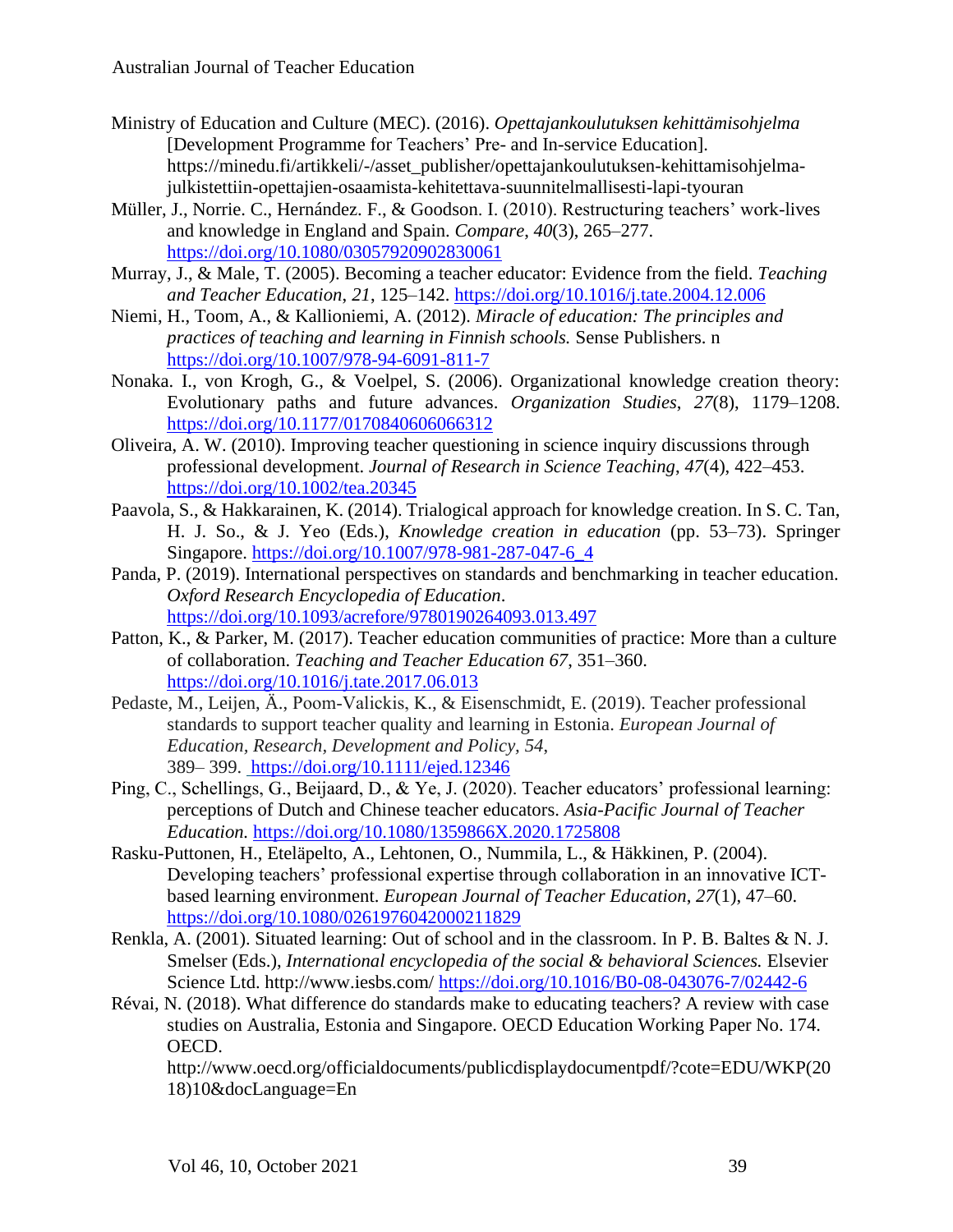Ministry of Education and Culture (MEC). (2016). *Opettajankoulutuksen kehittämisohjelma* [Development Programme for Teachers' Pre- and In-service Education]. https://minedu.fi/artikkeli/-/asset_publisher/opettajankoulutuksen-kehittamisohjelma-julkistettiin-opettajien-osaamista-kehitettava-suunnitelmallisesti-lapi-tyouran

Müller, J., Norrie. C., Hernández. F., & Goodson. I. (2010). Restructuring teachers' work-lives and knowledge in England and Spain. *Compare*, *40*(3), 265–277. https://doi.org/10.1080/03057920902830061

Murray, J., & Male, T. (2005). Becoming a teacher educator: Evidence from the field. *Teaching and Teacher Education*, *21*, 125–142. https://doi.org/10.1016/j.tate.2004.12.006

Niemi, H., Toom, A., & Kallioniemi, A. (2012). *Miracle of education: The principles and practices of teaching and learning in Finnish schools.* Sense Publishers. n https://doi.org/10.1007/978-94-6091-811-7

Nonaka. I., von Krogh, G., & Voelpel, S. (2006). Organizational knowledge creation theory: Evolutionary paths and future advances. *Organization Studies*, *27*(8), 1179–1208. https://doi.org/10.1177/0170840606066312

Oliveira, A. W. (2010). Improving teacher questioning in science inquiry discussions through professional development. *Journal of Research in Science Teaching*, *47*(4), 422–453. https://doi.org/10.1002/tea.20345

Paavola, S., & Hakkarainen, K. (2014). Trialogical approach for knowledge creation. In S. C. Tan, H. J. So., & J. Yeo (Eds.), *Knowledge creation in education* (pp. 53–73). Springer Singapore. https://doi.org/10.1007/978-981-287-047-6_4

Panda, P. (2019). International perspectives on standards and benchmarking in teacher education. *Oxford Research Encyclopedia of Education*. https://doi.org/10.1093/acrefore/9780190264093.013.497

Patton, K., & Parker, M. (2017). Teacher education communities of practice: More than a culture of collaboration. *Teaching and Teacher Education 67*, 351–360. https://doi.org/10.1016/j.tate.2017.06.013

Pedaste, M., Leijen, Ä., Poom-Valickis, K., & Eisenschmidt, E. (2019). Teacher professional standards to support teacher quality and learning in Estonia. *European Journal of Education, Research, Development and Policy*, *54*, 389– 399. https://doi.org/10.1111/ejed.12346

Ping, C., Schellings, G., Beijaard, D., & Ye, J. (2020). Teacher educators' professional learning: perceptions of Dutch and Chinese teacher educators. *Asia-Pacific Journal of Teacher Education.* https://doi.org/10.1080/1359866X.2020.1725808

Rasku-Puttonen, H., Eteläpelto, A., Lehtonen, O., Nummila, L., & Häkkinen, P. (2004). Developing teachers' professional expertise through collaboration in an innovative ICT-based learning environment. *European Journal of Teacher Education*, *27*(1), 47–60. https://doi.org/10.1080/0261976042000211829

Renkla, A. (2001). Situated learning: Out of school and in the classroom. In P. B. Baltes & N. J. Smelser (Eds.), *International encyclopedia of the social & behavioral Sciences.* Elsevier Science Ltd. http://www.iesbs.com/ https://doi.org/10.1016/B0-08-043076-7/02442-6

Révai, N. (2018). What difference do standards make to educating teachers? A review with case studies on Australia, Estonia and Singapore. OECD Education Working Paper No. 174. OECD. http://www.oecd.org/officialdocuments/publicdisplaydocumentpdf/?cote=EDU/WKP(2018)10&docLanguage=En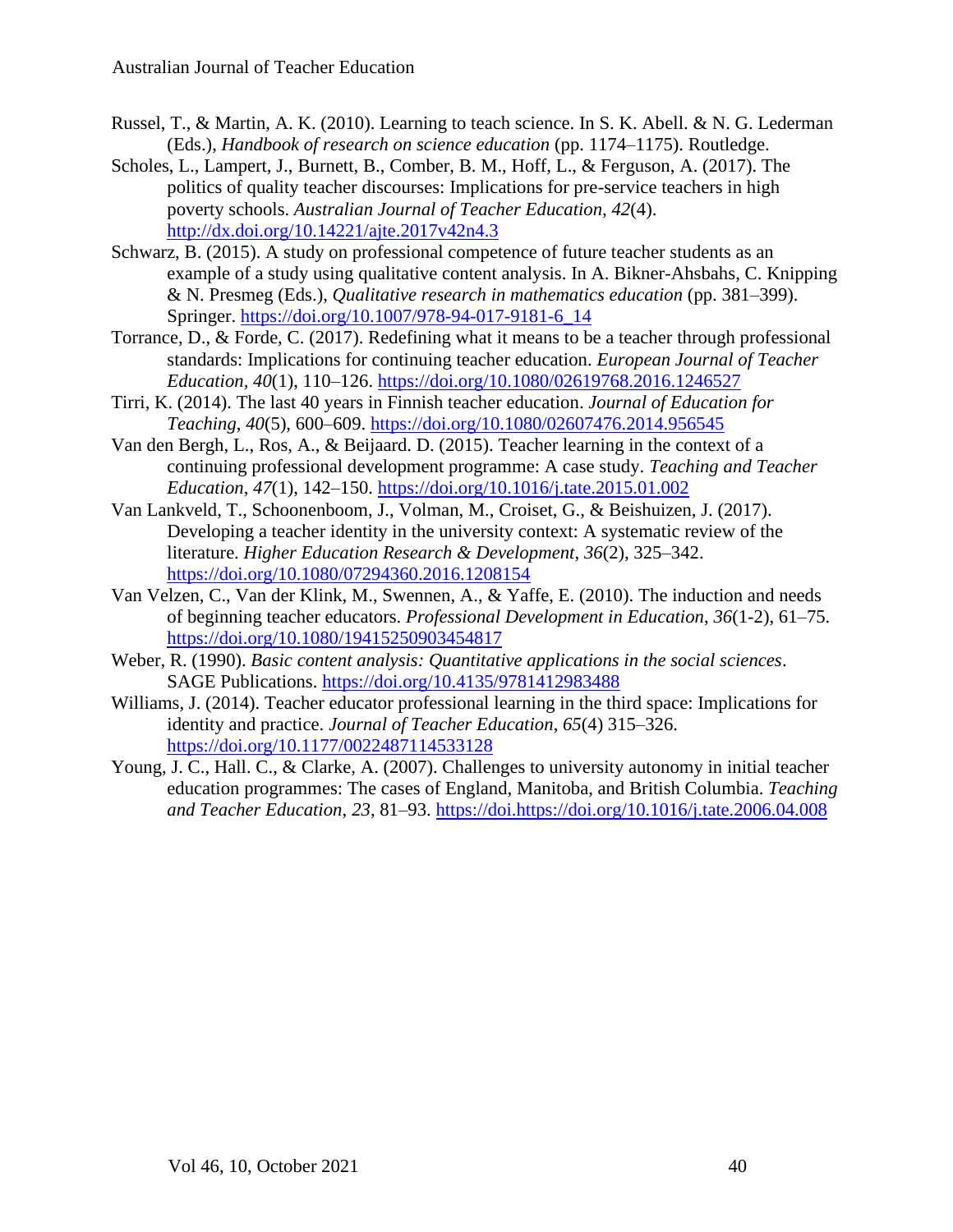Russel, T., & Martin, A. K. (2010). Learning to teach science. In S. K. Abell. & N. G. Lederman (Eds.), *Handbook of research on science education* (pp. 1174–1175). Routledge.

Scholes, L., Lampert, J., Burnett, B., Comber, B. M., Hoff, L., & Ferguson, A. (2017). The politics of quality teacher discourses: Implications for pre-service teachers in high poverty schools. *Australian Journal of Teacher Education, 42*(4). http://dx.doi.org/10.14221/ajte.2017v42n4.3

Schwarz, B. (2015). A study on professional competence of future teacher students as an example of a study using qualitative content analysis. In A. Bikner-Ahsbahs, C. Knipping & N. Presmeg (Eds.), *Qualitative research in mathematics education* (pp. 381–399). Springer. https://doi.org/10.1007/978-94-017-9181-6_14

Torrance, D., & Forde, C. (2017). Redefining what it means to be a teacher through professional standards: Implications for continuing teacher education. *European Journal of Teacher Education*, *40*(1), 110–126. https://doi.org/10.1080/02619768.2016.1246527

Tirri, K. (2014). The last 40 years in Finnish teacher education. *Journal of Education for Teaching*, *40*(5), 600–609. https://doi.org/10.1080/02607476.2014.956545

Van den Bergh, L., Ros, A., & Beijaard. D. (2015). Teacher learning in the context of a continuing professional development programme: A case study. *Teaching and Teacher Education*, *47*(1), 142–150. https://doi.org/10.1016/j.tate.2015.01.002

Van Lankveld, T., Schoonenboom, J., Volman, M., Croiset, G., & Beishuizen, J. (2017). Developing a teacher identity in the university context: A systematic review of the literature. *Higher Education Research & Development*, *36*(2), 325–342. https://doi.org/10.1080/07294360.2016.1208154

Van Velzen, C., Van der Klink, M., Swennen, A., & Yaffe, E. (2010). The induction and needs of beginning teacher educators. *Professional Development in Education*, *36*(1-2), 61–75. https://doi.org/10.1080/19415250903454817

Weber, R. (1990). *Basic content analysis: Quantitative applications in the social sciences*. SAGE Publications. https://doi.org/10.4135/9781412983488

Williams, J. (2014). Teacher educator professional learning in the third space: Implications for identity and practice. *Journal of Teacher Education*, *65*(4) 315–326. https://doi.org/10.1177/0022487114533128

Young, J. C., Hall. C., & Clarke, A. (2007). Challenges to university autonomy in initial teacher education programmes: The cases of England, Manitoba, and British Columbia. *Teaching and Teacher Education*, *23*, 81–93. https://doi.https://doi.org/10.1016/j.tate.2006.04.008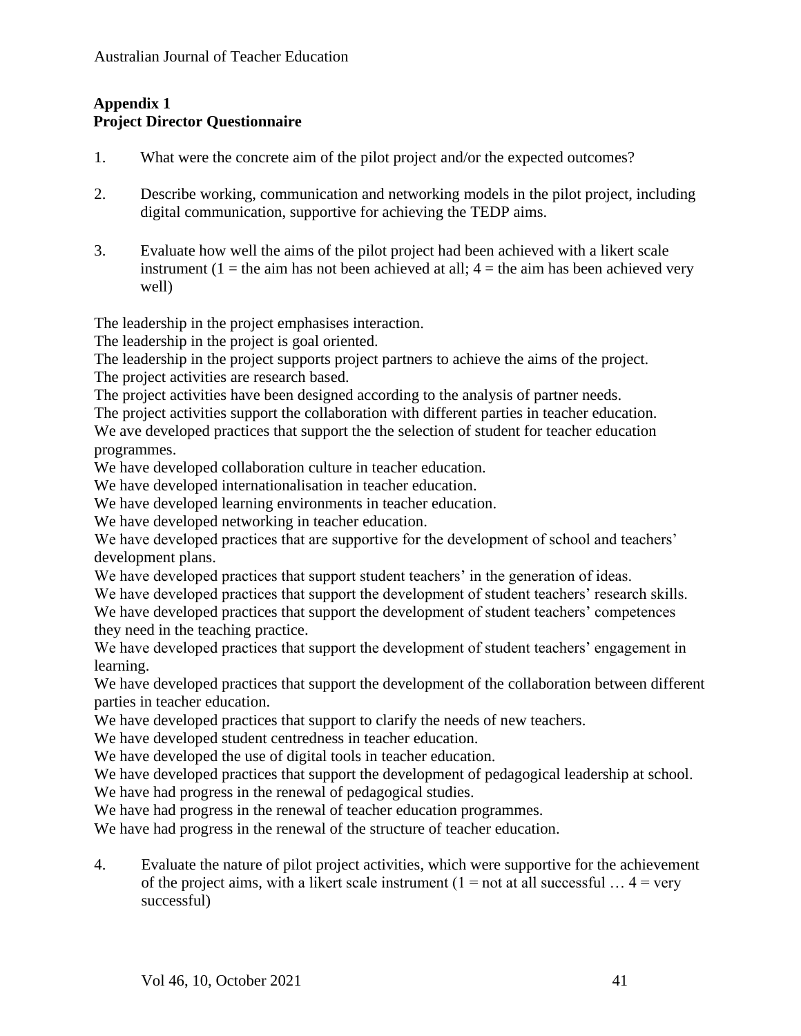**Appendix 1**
**Project Director Questionnaire**

1. What were the concrete aim of the pilot project and/or the expected outcomes?

2. Describe working, communication and networking models in the pilot project, including digital communication, supportive for achieving the TEDP aims.

3. Evaluate how well the aims of the pilot project had been achieved with a likert scale instrument (1 = the aim has not been achieved at all; 4 = the aim has been achieved very well)

The leadership in the project emphasises interaction.
The leadership in the project is goal oriented.
The leadership in the project supports project partners to achieve the aims of the project.
The project activities are research based.
The project activities have been designed according to the analysis of partner needs.
The project activities support the collaboration with different parties in teacher education.
We ave developed practices that support the the selection of student for teacher education programmes.
We have developed collaboration culture in teacher education.
We have developed internationalisation in teacher education.
We have developed learning environments in teacher education.
We have developed networking in teacher education.
We have developed practices that are supportive for the development of school and teachers' development plans.
We have developed practices that support student teachers' in the generation of ideas.
We have developed practices that support the development of student teachers' research skills.
We have developed practices that support the development of student teachers' competences they need in the teaching practice.
We have developed practices that support the development of student teachers' engagement in learning.
We have developed practices that support the development of the collaboration between different parties in teacher education.
We have developed practices that support to clarify the needs of new teachers.
We have developed student centredness in teacher education.
We have developed the use of digital tools in teacher education.
We have developed practices that support the development of pedagogical leadership at school.
We have had progress in the renewal of pedagogical studies.
We have had progress in the renewal of teacher education programmes.
We have had progress in the renewal of the structure of teacher education.

4. Evaluate the nature of pilot project activities, which were supportive for the achievement of the project aims, with a likert scale instrument (1 = not at all successful … 4 = very successful)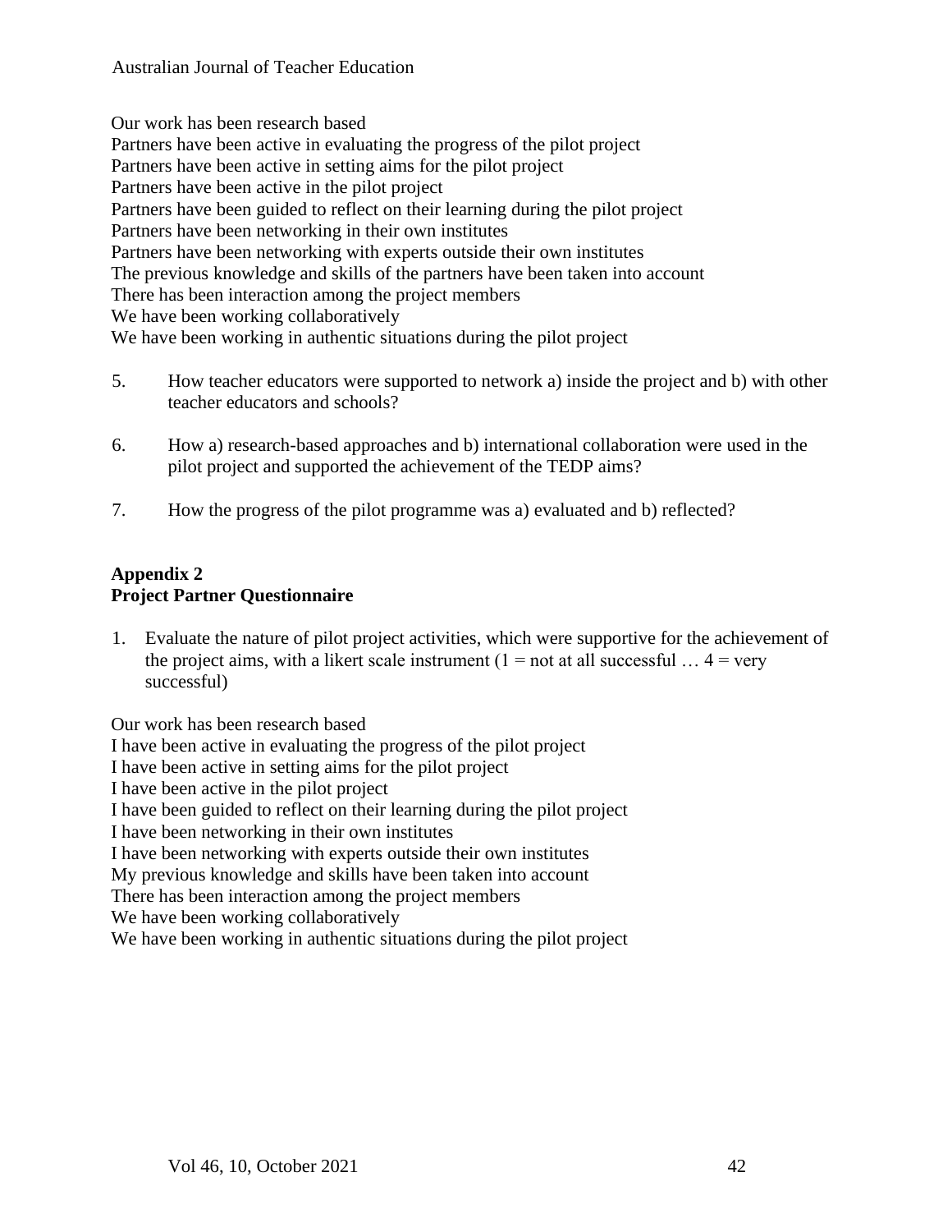Our work has been research based
Partners have been active in evaluating the progress of the pilot project
Partners have been active in setting aims for the pilot project
Partners have been active in the pilot project
Partners have been guided to reflect on their learning during the pilot project
Partners have been networking in their own institutes
Partners have been networking with experts outside their own institutes
The previous knowledge and skills of the partners have been taken into account
There has been interaction among the project members
We have been working collaboratively
We have been working in authentic situations during the pilot project

5. How teacher educators were supported to network a) inside the project and b) with other teacher educators and schools?

6. How a) research-based approaches and b) international collaboration were used in the pilot project and supported the achievement of the TEDP aims?

7. How the progress of the pilot programme was a) evaluated and b) reflected?

## Appendix 2
## Project Partner Questionnaire

1. Evaluate the nature of pilot project activities, which were supportive for the achievement of the project aims, with a likert scale instrument (1 = not at all successful … 4 = very successful)

Our work has been research based
I have been active in evaluating the progress of the pilot project
I have been active in setting aims for the pilot project
I have been active in the pilot project
I have been guided to reflect on their learning during the pilot project
I have been networking in their own institutes
I have been networking with experts outside their own institutes
My previous knowledge and skills have been taken into account
There has been interaction among the project members
We have been working collaboratively
We have been working in authentic situations during the pilot project